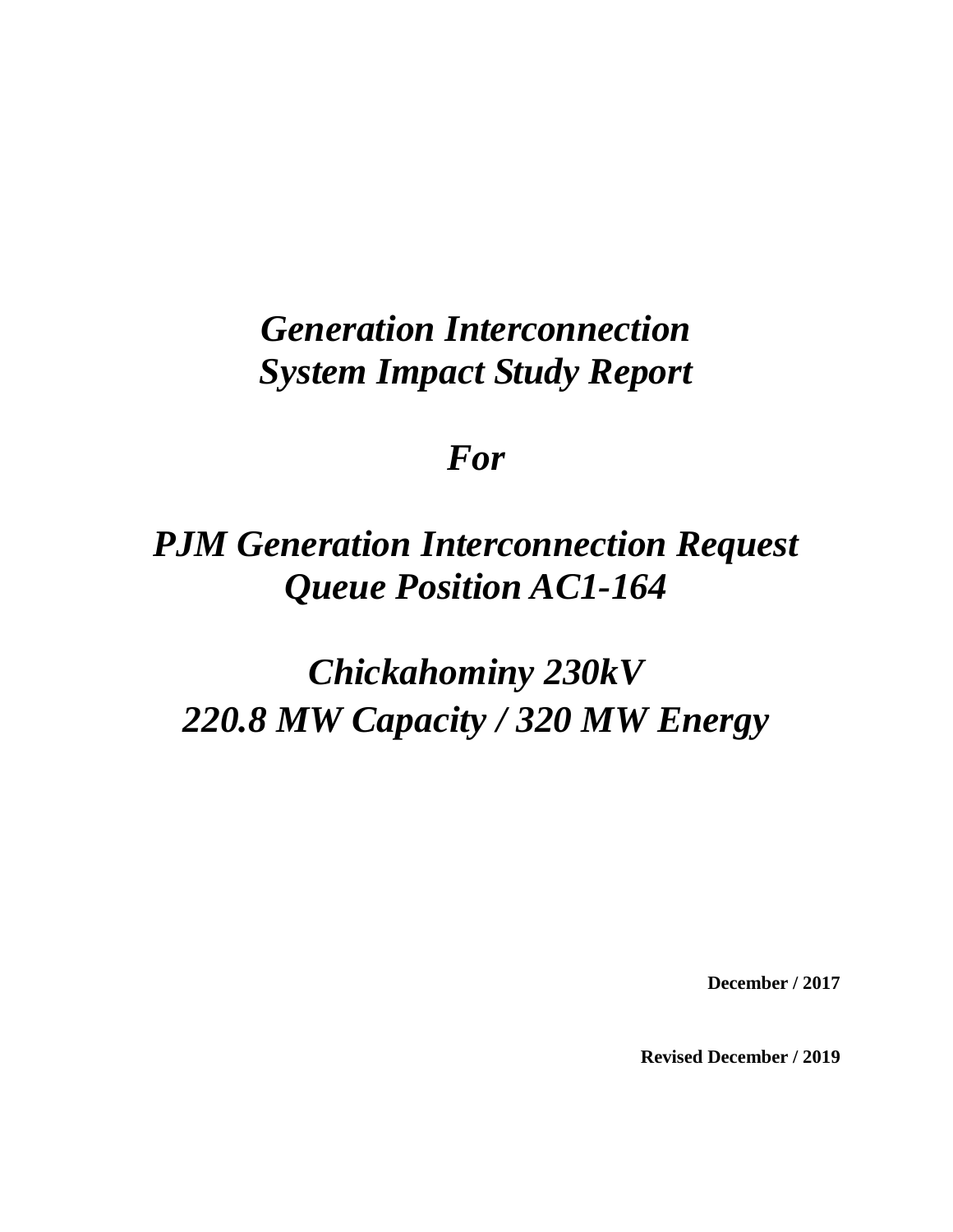# *Generation Interconnection System Impact Study Report*

# *For*

# *PJM Generation Interconnection Request Queue Position AC1-164*

# *Chickahominy 230kV*
# *220.8 MW Capacity / 320 MW Energy*

**December / 2017**

**Revised December / 2019**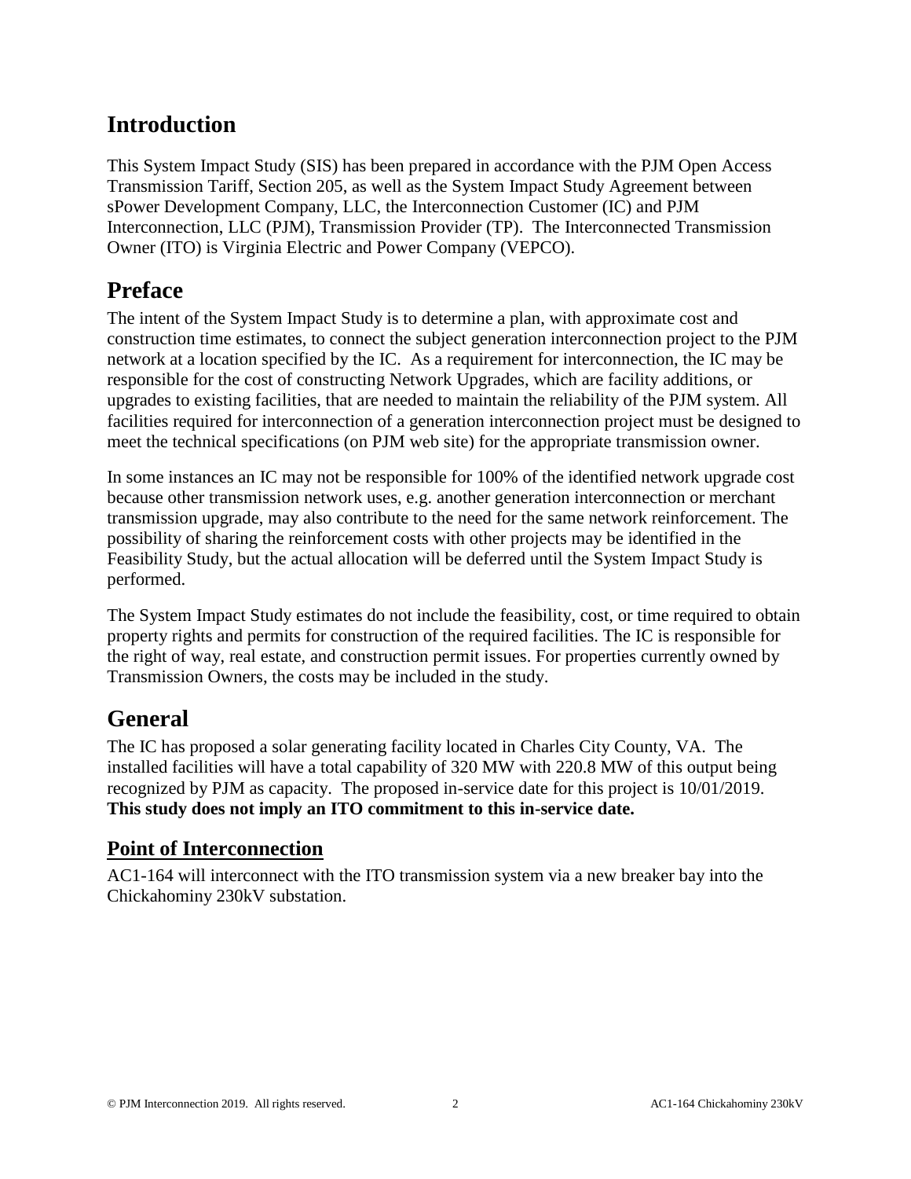# Introduction

This System Impact Study (SIS) has been prepared in accordance with the PJM Open Access Transmission Tariff, Section 205, as well as the System Impact Study Agreement between sPower Development Company, LLC, the Interconnection Customer (IC) and PJM Interconnection, LLC (PJM), Transmission Provider (TP). The Interconnected Transmission Owner (ITO) is Virginia Electric and Power Company (VEPCO).

# Preface

The intent of the System Impact Study is to determine a plan, with approximate cost and construction time estimates, to connect the subject generation interconnection project to the PJM network at a location specified by the IC. As a requirement for interconnection, the IC may be responsible for the cost of constructing Network Upgrades, which are facility additions, or upgrades to existing facilities, that are needed to maintain the reliability of the PJM system. All facilities required for interconnection of a generation interconnection project must be designed to meet the technical specifications (on PJM web site) for the appropriate transmission owner.

In some instances an IC may not be responsible for 100% of the identified network upgrade cost because other transmission network uses, e.g. another generation interconnection or merchant transmission upgrade, may also contribute to the need for the same network reinforcement. The possibility of sharing the reinforcement costs with other projects may be identified in the Feasibility Study, but the actual allocation will be deferred until the System Impact Study is performed.

The System Impact Study estimates do not include the feasibility, cost, or time required to obtain property rights and permits for construction of the required facilities. The IC is responsible for the right of way, real estate, and construction permit issues. For properties currently owned by Transmission Owners, the costs may be included in the study.

# General

The IC has proposed a solar generating facility located in Charles City County, VA. The installed facilities will have a total capability of 320 MW with 220.8 MW of this output being recognized by PJM as capacity. The proposed in-service date for this project is 10/01/2019. **This study does not imply an ITO commitment to this in-service date.**

## Point of Interconnection

AC1-164 will interconnect with the ITO transmission system via a new breaker bay into the Chickahominy 230kV substation.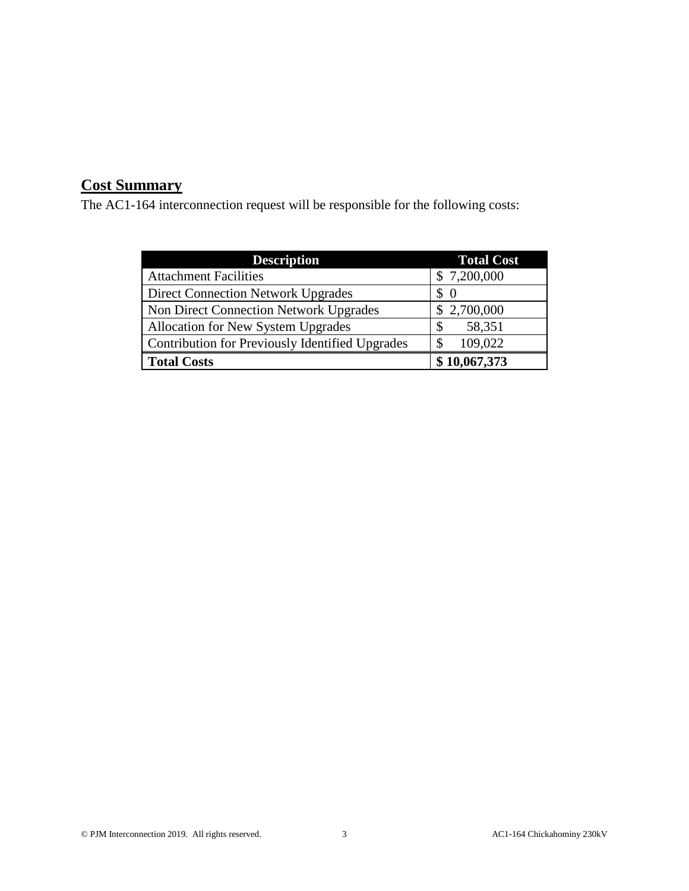## Cost Summary

The AC1-164 interconnection request will be responsible for the following costs:

| Description | Total Cost |
|---|---|
| Attachment Facilities | $ 7,200,000 |
| Direct Connection Network Upgrades | $ 0 |
| Non Direct Connection Network Upgrades | $ 2,700,000 |
| Allocation for New System Upgrades | $ 58,351 |
| Contribution for Previously Identified Upgrades | $ 109,022 |
| **Total Costs** | **$ 10,067,373** |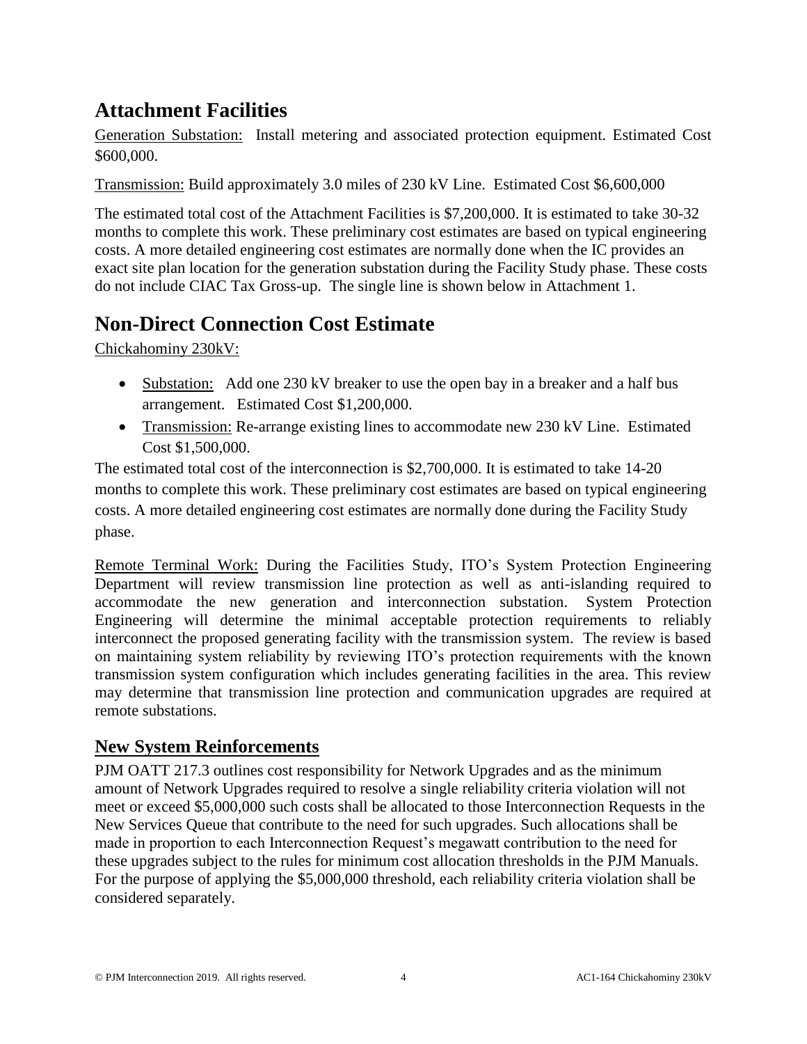## Attachment Facilities

Generation Substation: Install metering and associated protection equipment. Estimated Cost \$600,000.

Transmission: Build approximately 3.0 miles of 230 kV Line. Estimated Cost \$6,600,000

The estimated total cost of the Attachment Facilities is \$7,200,000. It is estimated to take 30-32 months to complete this work. These preliminary cost estimates are based on typical engineering costs. A more detailed engineering cost estimates are normally done when the IC provides an exact site plan location for the generation substation during the Facility Study phase. These costs do not include CIAC Tax Gross-up. The single line is shown below in Attachment 1.

## Non-Direct Connection Cost Estimate

Chickahominy 230kV:

- Substation: Add one 230 kV breaker to use the open bay in a breaker and a half bus arrangement. Estimated Cost \$1,200,000.
- Transmission: Re-arrange existing lines to accommodate new 230 kV Line. Estimated Cost \$1,500,000.

The estimated total cost of the interconnection is \$2,700,000. It is estimated to take 14-20 months to complete this work. These preliminary cost estimates are based on typical engineering costs. A more detailed engineering cost estimates are normally done during the Facility Study phase.

Remote Terminal Work: During the Facilities Study, ITO's System Protection Engineering Department will review transmission line protection as well as anti-islanding required to accommodate the new generation and interconnection substation. System Protection Engineering will determine the minimal acceptable protection requirements to reliably interconnect the proposed generating facility with the transmission system. The review is based on maintaining system reliability by reviewing ITO's protection requirements with the known transmission system configuration which includes generating facilities in the area. This review may determine that transmission line protection and communication upgrades are required at remote substations.

### New System Reinforcements

PJM OATT 217.3 outlines cost responsibility for Network Upgrades and as the minimum amount of Network Upgrades required to resolve a single reliability criteria violation will not meet or exceed \$5,000,000 such costs shall be allocated to those Interconnection Requests in the New Services Queue that contribute to the need for such upgrades. Such allocations shall be made in proportion to each Interconnection Request's megawatt contribution to the need for these upgrades subject to the rules for minimum cost allocation thresholds in the PJM Manuals. For the purpose of applying the \$5,000,000 threshold, each reliability criteria violation shall be considered separately.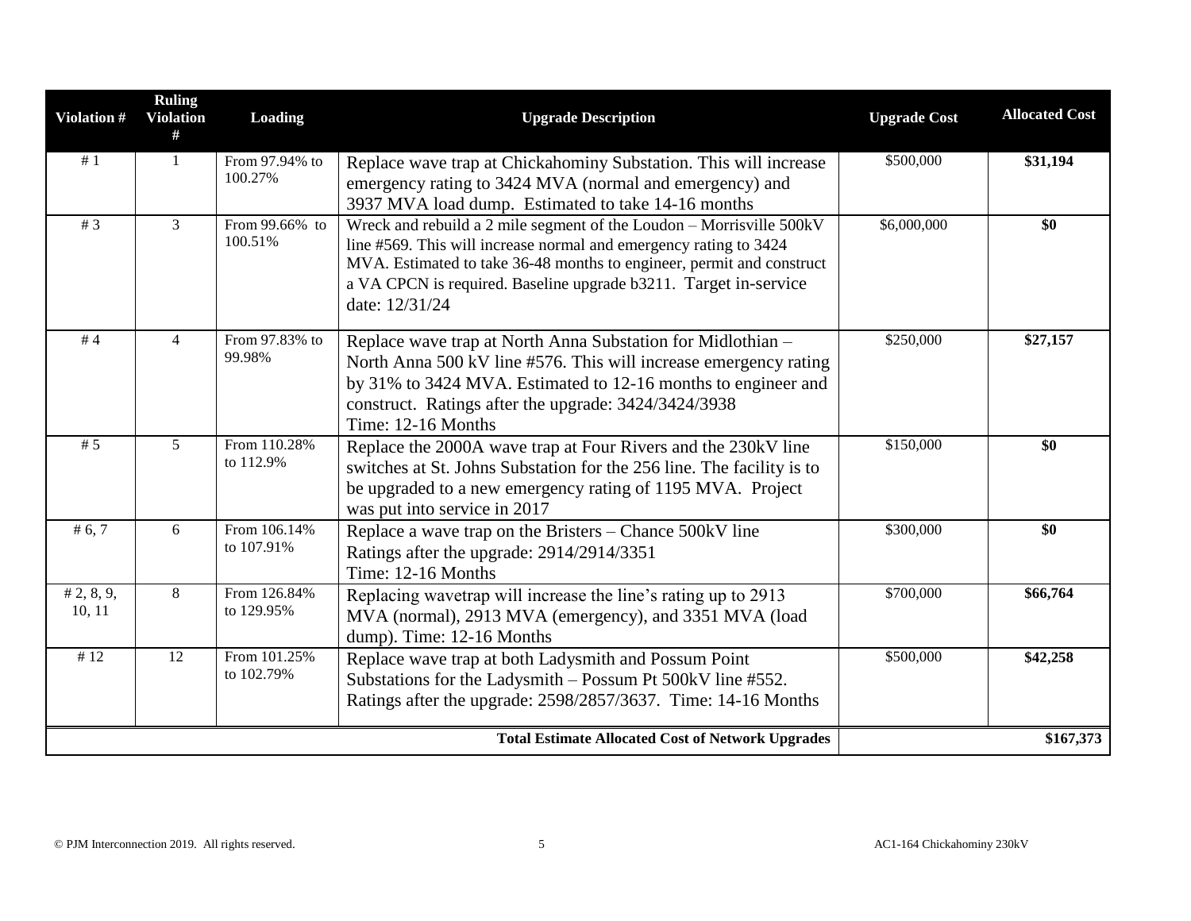| Violation # | Ruling Violation # | Loading | Upgrade Description | Upgrade Cost | Allocated Cost |
|---|---|---|---|---|---|
| # 1 | 1 | From 97.94% to 100.27% | Replace wave trap at Chickahominy Substation. This will increase emergency rating to 3424 MVA (normal and emergency) and 3937 MVA load dump. Estimated to take 14-16 months | $500,000 | **$31,194** |
| # 3 | 3 | From 99.66% to 100.51% | Wreck and rebuild a 2 mile segment of the Loudon – Morrisville 500kV line #569. This will increase normal and emergency rating to 3424 MVA. Estimated to take 36-48 months to engineer, permit and construct a VA CPCN is required. Baseline upgrade b3211. Target in-service date: 12/31/24 | $6,000,000 | **$0** |
| # 4 | 4 | From 97.83% to 99.98% | Replace wave trap at North Anna Substation for Midlothian – North Anna 500 kV line #576. This will increase emergency rating by 31% to 3424 MVA. Estimated to 12-16 months to engineer and construct. Ratings after the upgrade: 3424/3424/3938<br>Time: 12-16 Months | $250,000 | **$27,157** |
| # 5 | 5 | From 110.28% to 112.9% | Replace the 2000A wave trap at Four Rivers and the 230kV line switches at St. Johns Substation for the 256 line. The facility is to be upgraded to a new emergency rating of 1195 MVA. Project was put into service in 2017 | $150,000 | **$0** |
| # 6, 7 | 6 | From 106.14% to 107.91% | Replace a wave trap on the Bristers – Chance 500kV line<br>Ratings after the upgrade: 2914/2914/3351<br>Time: 12-16 Months | $300,000 | **$0** |
| # 2, 8, 9, 10, 11 | 8 | From 126.84% to 129.95% | Replacing wavetrap will increase the line's rating up to 2913 MVA (normal), 2913 MVA (emergency), and 3351 MVA (load dump). Time: 12-16 Months | $700,000 | **$66,764** |
| # 12 | 12 | From 101.25% to 102.79% | Replace wave trap at both Ladysmith and Possum Point Substations for the Ladysmith – Possum Pt 500kV line #552. Ratings after the upgrade: 2598/2857/3637. Time: 14-16 Months | $500,000 | **$42,258** |
| | | | **Total Estimate Allocated Cost of Network Upgrades** | | **$167,373** |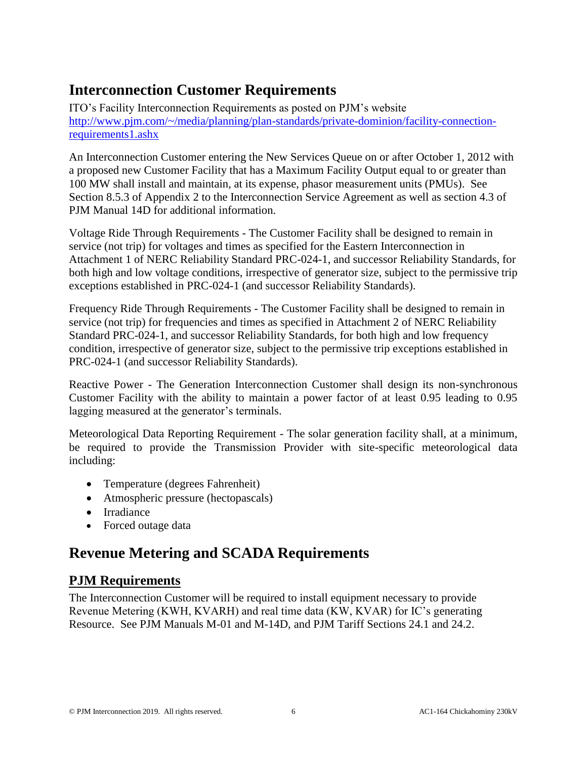# Interconnection Customer Requirements

ITO's Facility Interconnection Requirements as posted on PJM's website [http://www.pjm.com/~/media/planning/plan-standards/private-dominion/facility-connection-requirements1.ashx](http://www.pjm.com/~/media/planning/plan-standards/private-dominion/facility-connection-requirements1.ashx)

An Interconnection Customer entering the New Services Queue on or after October 1, 2012 with a proposed new Customer Facility that has a Maximum Facility Output equal to or greater than 100 MW shall install and maintain, at its expense, phasor measurement units (PMUs). See Section 8.5.3 of Appendix 2 to the Interconnection Service Agreement as well as section 4.3 of PJM Manual 14D for additional information.

Voltage Ride Through Requirements - The Customer Facility shall be designed to remain in service (not trip) for voltages and times as specified for the Eastern Interconnection in Attachment 1 of NERC Reliability Standard PRC-024-1, and successor Reliability Standards, for both high and low voltage conditions, irrespective of generator size, subject to the permissive trip exceptions established in PRC-024-1 (and successor Reliability Standards).

Frequency Ride Through Requirements - The Customer Facility shall be designed to remain in service (not trip) for frequencies and times as specified in Attachment 2 of NERC Reliability Standard PRC-024-1, and successor Reliability Standards, for both high and low frequency condition, irrespective of generator size, subject to the permissive trip exceptions established in PRC-024-1 (and successor Reliability Standards).

Reactive Power - The Generation Interconnection Customer shall design its non-synchronous Customer Facility with the ability to maintain a power factor of at least 0.95 leading to 0.95 lagging measured at the generator's terminals.

Meteorological Data Reporting Requirement - The solar generation facility shall, at a minimum, be required to provide the Transmission Provider with site-specific meteorological data including:

- Temperature (degrees Fahrenheit)
- Atmospheric pressure (hectopascals)
- Irradiance
- Forced outage data

# Revenue Metering and SCADA Requirements

## PJM Requirements

The Interconnection Customer will be required to install equipment necessary to provide Revenue Metering (KWH, KVARH) and real time data (KW, KVAR) for IC's generating Resource. See PJM Manuals M-01 and M-14D, and PJM Tariff Sections 24.1 and 24.2.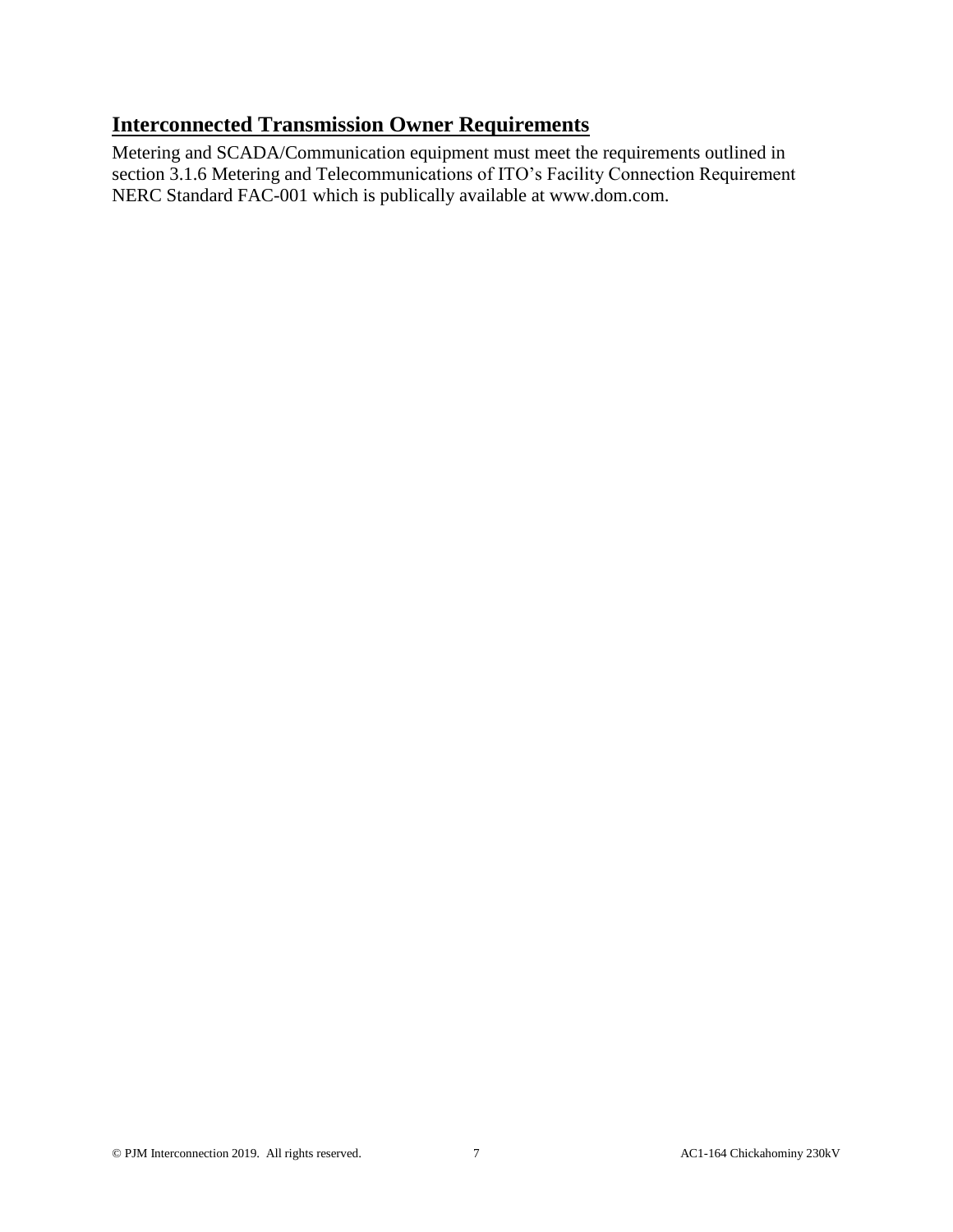## **Interconnected Transmission Owner Requirements**

Metering and SCADA/Communication equipment must meet the requirements outlined in section 3.1.6 Metering and Telecommunications of ITO's Facility Connection Requirement NERC Standard FAC-001 which is publically available at www.dom.com.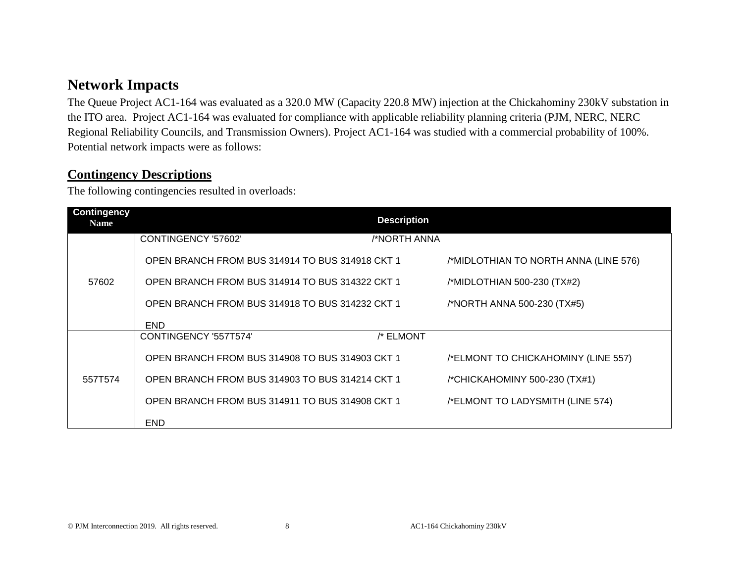## Network Impacts

The Queue Project AC1-164 was evaluated as a 320.0 MW (Capacity 220.8 MW) injection at the Chickahominy 230kV substation in the ITO area. Project AC1-164 was evaluated for compliance with applicable reliability planning criteria (PJM, NERC, NERC Regional Reliability Councils, and Transmission Owners). Project AC1-164 was studied with a commercial probability of 100%. Potential network impacts were as follows:

### Contingency Descriptions

The following contingencies resulted in overloads:

| Contingency Name | Description |
|---|---|
| 57602 | CONTINGENCY '57602' /*NORTH ANNA<br>OPEN BRANCH FROM BUS 314914 TO BUS 314918 CKT 1 /*MIDLOTHIAN TO NORTH ANNA (LINE 576)<br>OPEN BRANCH FROM BUS 314914 TO BUS 314322 CKT 1 /*MIDLOTHIAN 500-230 (TX#2)<br>OPEN BRANCH FROM BUS 314918 TO BUS 314232 CKT 1 /*NORTH ANNA 500-230 (TX#5)<br>END |
| 557T574 | CONTINGENCY '557T574' /* ELMONT<br>OPEN BRANCH FROM BUS 314908 TO BUS 314903 CKT 1 /*ELMONT TO CHICKAHOMINY (LINE 557)<br>OPEN BRANCH FROM BUS 314903 TO BUS 314214 CKT 1 /*CHICKAHOMINY 500-230 (TX#1)<br>OPEN BRANCH FROM BUS 314911 TO BUS 314908 CKT 1 /*ELMONT TO LADYSMITH (LINE 574)<br>END |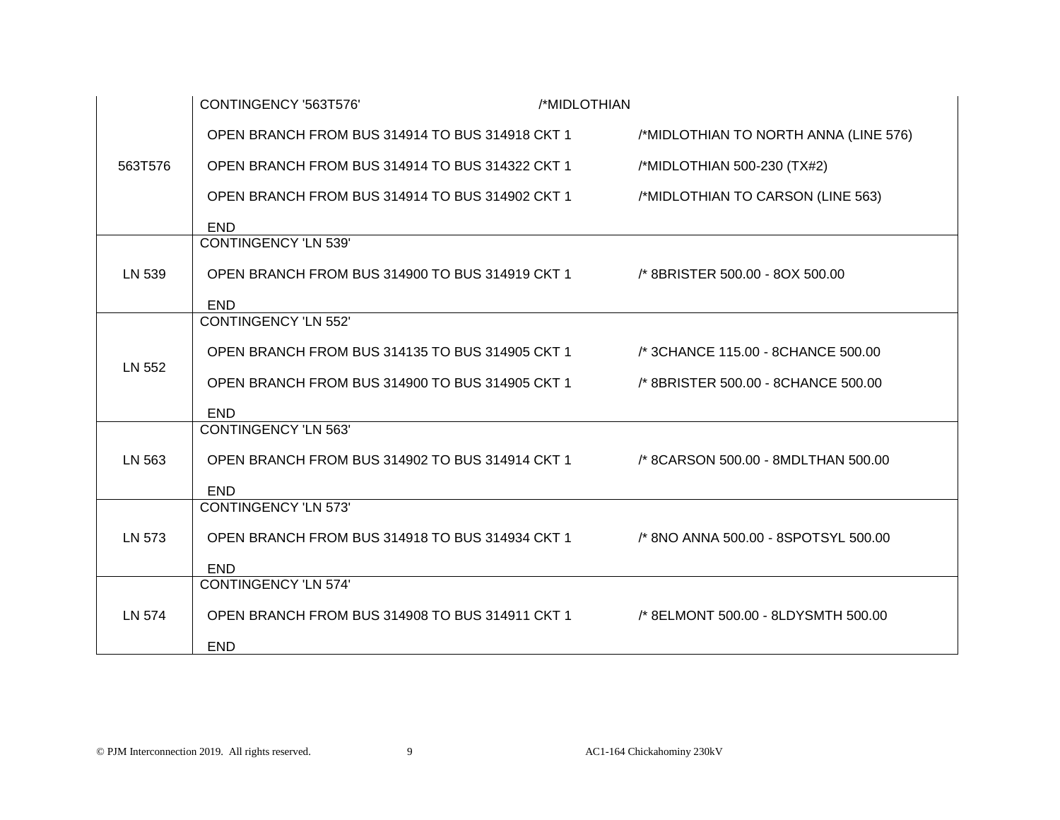| | |
|---|---|
| 563T576 | CONTINGENCY '563T576' /*MIDLOTHIAN<br>OPEN BRANCH FROM BUS 314914 TO BUS 314918 CKT 1 /*MIDLOTHIAN TO NORTH ANNA (LINE 576)<br>OPEN BRANCH FROM BUS 314914 TO BUS 314322 CKT 1 /*MIDLOTHIAN 500-230 (TX#2)<br>OPEN BRANCH FROM BUS 314914 TO BUS 314902 CKT 1 /*MIDLOTHIAN TO CARSON (LINE 563)<br>END |
| LN 539 | CONTINGENCY 'LN 539'<br>OPEN BRANCH FROM BUS 314900 TO BUS 314919 CKT 1 /* 8BRISTER 500.00 - 8OX 500.00<br>END |
| LN 552 | CONTINGENCY 'LN 552'<br>OPEN BRANCH FROM BUS 314135 TO BUS 314905 CKT 1 /* 3CHANCE 115.00 - 8CHANCE 500.00<br>OPEN BRANCH FROM BUS 314900 TO BUS 314905 CKT 1 /* 8BRISTER 500.00 - 8CHANCE 500.00<br>END |
| LN 563 | CONTINGENCY 'LN 563'<br>OPEN BRANCH FROM BUS 314902 TO BUS 314914 CKT 1 /* 8CARSON 500.00 - 8MDLTHAN 500.00<br>END |
| LN 573 | CONTINGENCY 'LN 573'<br>OPEN BRANCH FROM BUS 314918 TO BUS 314934 CKT 1 /* 8NO ANNA 500.00 - 8SPOTSYL 500.00<br>END |
| LN 574 | CONTINGENCY 'LN 574'<br>OPEN BRANCH FROM BUS 314908 TO BUS 314911 CKT 1 /* 8ELMONT 500.00 - 8LDYSMTH 500.00<br>END |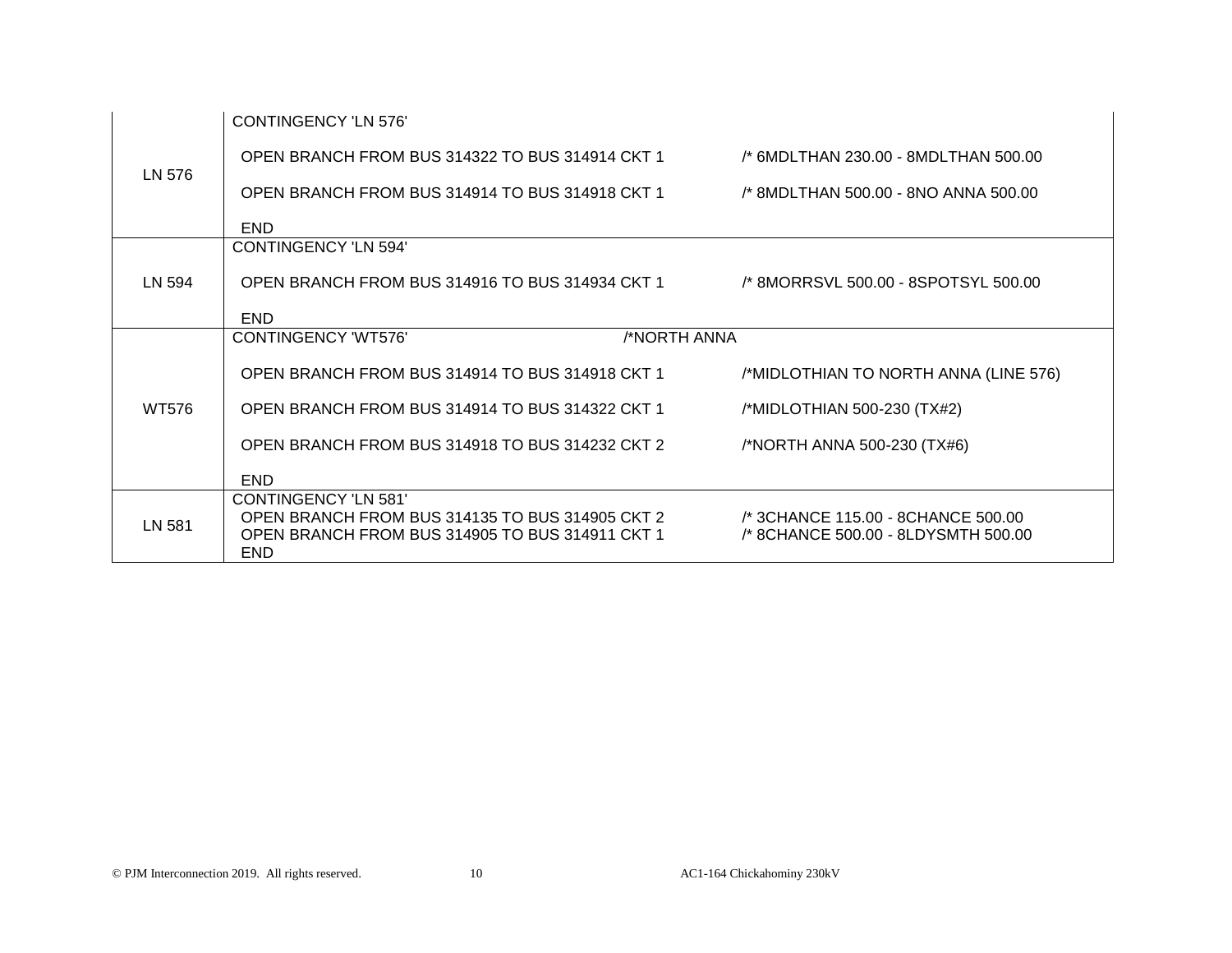| | |
|---|---|
| LN 576 | CONTINGENCY 'LN 576'<br>OPEN BRANCH FROM BUS 314322 TO BUS 314914 CKT 1 /* 6MDLTHAN 230.00 - 8MDLTHAN 500.00<br>OPEN BRANCH FROM BUS 314914 TO BUS 314918 CKT 1 /* 8MDLTHAN 500.00 - 8NO ANNA 500.00<br>END |
| LN 594 | CONTINGENCY 'LN 594'<br>OPEN BRANCH FROM BUS 314916 TO BUS 314934 CKT 1 /* 8MORRSVL 500.00 - 8SPOTSYL 500.00<br>END |
| WT576 | CONTINGENCY 'WT576' /*NORTH ANNA<br>OPEN BRANCH FROM BUS 314914 TO BUS 314918 CKT 1 /*MIDLOTHIAN TO NORTH ANNA (LINE 576)<br>OPEN BRANCH FROM BUS 314914 TO BUS 314322 CKT 1 /*MIDLOTHIAN 500-230 (TX#2)<br>OPEN BRANCH FROM BUS 314918 TO BUS 314232 CKT 2 /*NORTH ANNA 500-230 (TX#6)<br>END |
| LN 581 | CONTINGENCY 'LN 581'<br>OPEN BRANCH FROM BUS 314135 TO BUS 314905 CKT 2 /* 3CHANCE 115.00 - 8CHANCE 500.00<br>OPEN BRANCH FROM BUS 314905 TO BUS 314911 CKT 1 /* 8CHANCE 500.00 - 8LDYSMTH 500.00<br>END |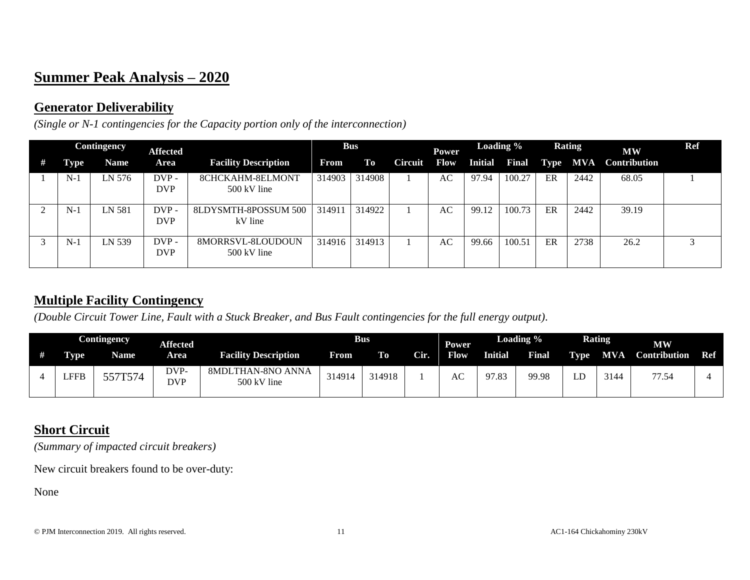## Summer Peak Analysis – 2020

### Generator Deliverability

*(Single or N-1 contingencies for the Capacity portion only of the interconnection)*

| # | Contingency | | Affected | | Bus | | | Power | Loading % | | Rating | | MW | Ref |
|---|---|---|---|---|---|---|---|---|---|---|---|---|---|---|
| | Type | Name | Area | Facility Description | From | To | Circuit | Flow | Initial | Final | Type | MVA | Contribution | |
| 1 | N-1 | LN 576 | DVP - DVP | 8CHCKAHM-8ELMONT 500 kV line | 314903 | 314908 | 1 | AC | 97.94 | 100.27 | ER | 2442 | 68.05 | 1 |
| 2 | N-1 | LN 581 | DVP - DVP | 8LDYSMTH-8POSSUM 500 kV line | 314911 | 314922 | 1 | AC | 99.12 | 100.73 | ER | 2442 | 39.19 | |
| 3 | N-1 | LN 539 | DVP - DVP | 8MORRSVL-8LOUDOUN 500 kV line | 314916 | 314913 | 1 | AC | 99.66 | 100.51 | ER | 2738 | 26.2 | 3 |

### Multiple Facility Contingency

*(Double Circuit Tower Line, Fault with a Stuck Breaker, and Bus Fault contingencies for the full energy output).*

| # | Contingency | | Affected | | Bus | | | Power | Loading % | | Rating | | MW | Ref |
|---|---|---|---|---|---|---|---|---|---|---|---|---|---|---|
| | Type | Name | Area | Facility Description | From | To | Cir. | Flow | Initial | Final | Type | MVA | Contribution | Ref |
| 4 | LFFB | 557T574 | DVP-DVP | 8MDLTHAN-8NO ANNA 500 kV line | 314914 | 314918 | 1 | AC | 97.83 | 99.98 | LD | 3144 | 77.54 | 4 |

### Short Circuit

*(Summary of impacted circuit breakers)*

New circuit breakers found to be over-duty:

None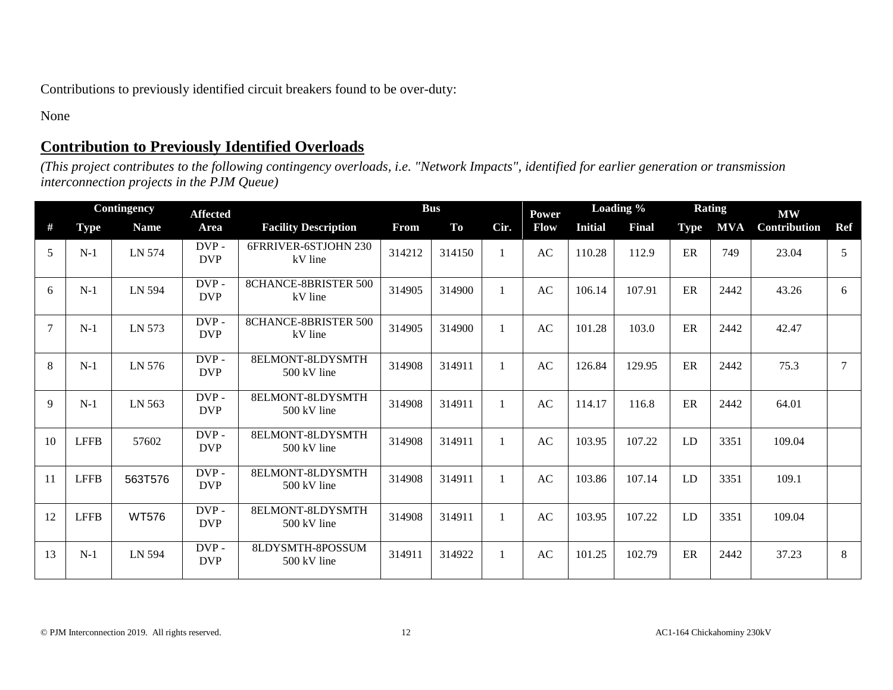Contributions to previously identified circuit breakers found to be over-duty:

None

## Contribution to Previously Identified Overloads

*(This project contributes to the following contingency overloads, i.e. "Network Impacts", identified for earlier generation or transmission interconnection projects in the PJM Queue)*

| | Contingency | | Affected | | Bus | | | Power | Loading % | | Rating | | MW | |
|---|---|---|---|---|---|---|---|---|---|---|---|---|---|---|
| # | Type | Name | Area | Facility Description | From | To | Cir. | Flow | Initial | Final | Type | MVA | Contribution | Ref |
| 5 | N-1 | LN 574 | DVP - DVP | 6FRRIVER-6STJOHN 230 kV line | 314212 | 314150 | 1 | AC | 110.28 | 112.9 | ER | 749 | 23.04 | 5 |
| 6 | N-1 | LN 594 | DVP - DVP | 8CHANCE-8BRISTER 500 kV line | 314905 | 314900 | 1 | AC | 106.14 | 107.91 | ER | 2442 | 43.26 | 6 |
| 7 | N-1 | LN 573 | DVP - DVP | 8CHANCE-8BRISTER 500 kV line | 314905 | 314900 | 1 | AC | 101.28 | 103.0 | ER | 2442 | 42.47 | |
| 8 | N-1 | LN 576 | DVP - DVP | 8ELMONT-8LDYSMTH 500 kV line | 314908 | 314911 | 1 | AC | 126.84 | 129.95 | ER | 2442 | 75.3 | 7 |
| 9 | N-1 | LN 563 | DVP - DVP | 8ELMONT-8LDYSMTH 500 kV line | 314908 | 314911 | 1 | AC | 114.17 | 116.8 | ER | 2442 | 64.01 | |
| 10 | LFFB | 57602 | DVP - DVP | 8ELMONT-8LDYSMTH 500 kV line | 314908 | 314911 | 1 | AC | 103.95 | 107.22 | LD | 3351 | 109.04 | |
| 11 | LFFB | 563T576 | DVP - DVP | 8ELMONT-8LDYSMTH 500 kV line | 314908 | 314911 | 1 | AC | 103.86 | 107.14 | LD | 3351 | 109.1 | |
| 12 | LFFB | WT576 | DVP - DVP | 8ELMONT-8LDYSMTH 500 kV line | 314908 | 314911 | 1 | AC | 103.95 | 107.22 | LD | 3351 | 109.04 | |
| 13 | N-1 | LN 594 | DVP - DVP | 8LDYSMTH-8POSSUM 500 kV line | 314911 | 314922 | 1 | AC | 101.25 | 102.79 | ER | 2442 | 37.23 | 8 |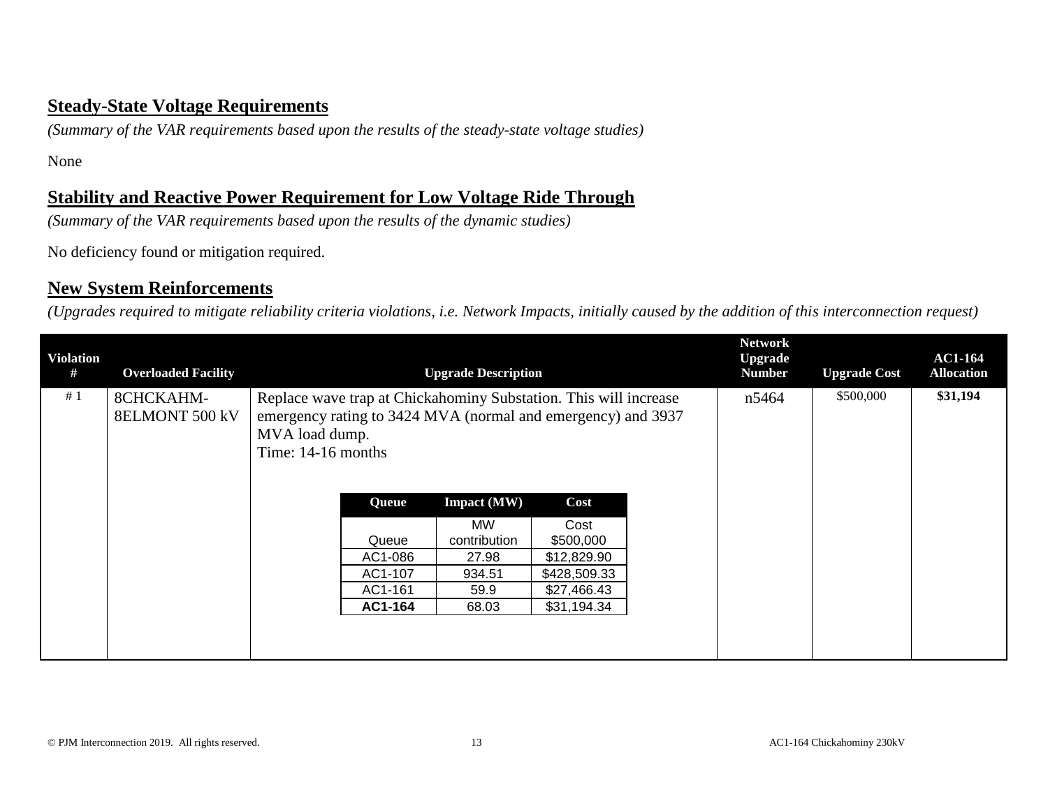## Steady-State Voltage Requirements

*(Summary of the VAR requirements based upon the results of the steady-state voltage studies)*

None

## Stability and Reactive Power Requirement for Low Voltage Ride Through

*(Summary of the VAR requirements based upon the results of the dynamic studies)*

No deficiency found or mitigation required.

## New System Reinforcements

*(Upgrades required to mitigate reliability criteria violations, i.e. Network Impacts, initially caused by the addition of this interconnection request)*

| Violation # | Overloaded Facility | Upgrade Description | Network Upgrade Number | Upgrade Cost | AC1-164 Allocation |
|---|---|---|---|---|---|
| # 1 | 8CHCKAHM-8ELMONT 500 kV | Replace wave trap at Chickahominy Substation. This will increase emergency rating to 3424 MVA (normal and emergency) and 3937 MVA load dump.<br>Time: 14-16 months | n5464 | $500,000 | **$31,194** |

| Queue | Impact (MW) | Cost |
|---|---|---|
| Queue | MW contribution | Cost $500,000 |
| AC1-086 | 27.98 | $12,829.90 |
| AC1-107 | 934.51 | $428,509.33 |
| AC1-161 | 59.9 | $27,466.43 |
| **AC1-164** | 68.03 | $31,194.34 |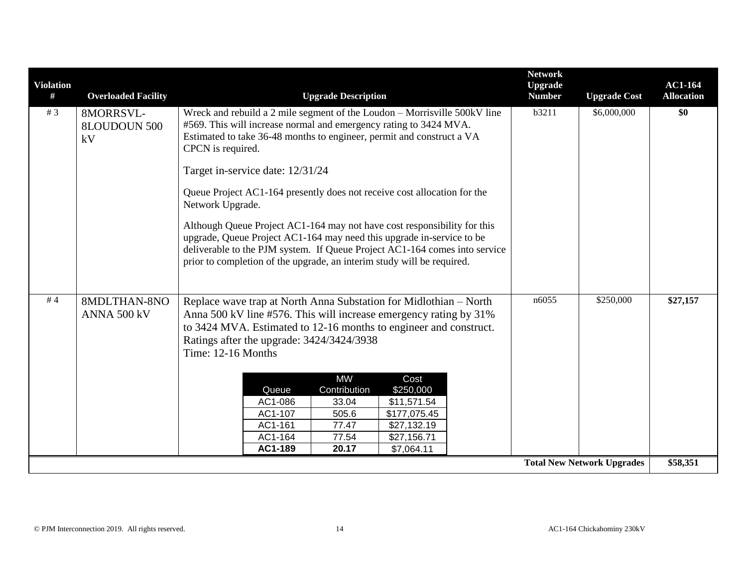| Violation # | Overloaded Facility | Upgrade Description | Network Upgrade Number | Upgrade Cost | AC1-164 Allocation |
|---|---|---|---|---|---|
| # 3 | 8MORRSVL-8LOUDOUN 500 kV | Wreck and rebuild a 2 mile segment of the Loudon – Morrisville 500kV line #569. This will increase normal and emergency rating to 3424 MVA. Estimated to take 36-48 months to engineer, permit and construct a VA CPCN is required.<br><br>Target in-service date: 12/31/24<br><br>Queue Project AC1-164 presently does not receive cost allocation for the Network Upgrade.<br><br>Although Queue Project AC1-164 may not have cost responsibility for this upgrade, Queue Project AC1-164 may need this upgrade in-service to be deliverable to the PJM system. If Queue Project AC1-164 comes into service prior to completion of the upgrade, an interim study will be required. | b3211 | \$6,000,000 | **\$0** |
| # 4 | 8MDLTHAN-8NO ANNA 500 kV | Replace wave trap at North Anna Substation for Midlothian – North Anna 500 kV line #576. This will increase emergency rating by 31% to 3424 MVA. Estimated to 12-16 months to engineer and construct.<br>Ratings after the upgrade: 3424/3424/3938<br>Time: 12-16 Months<br><br>Queue / MW Contribution / Cost \$250,000:<br>AC1-086 / 33.04 / \$11,571.54<br>AC1-107 / 505.6 / \$177,075.45<br>AC1-161 / 77.47 / \$27,132.19<br>AC1-164 / 77.54 / \$27,156.71<br>**AC1-189** / **20.17** / \$7,064.11 | n6055 | \$250,000 | **\$27,157** |
| | | | | **Total New Network Upgrades** | **\$58,351** |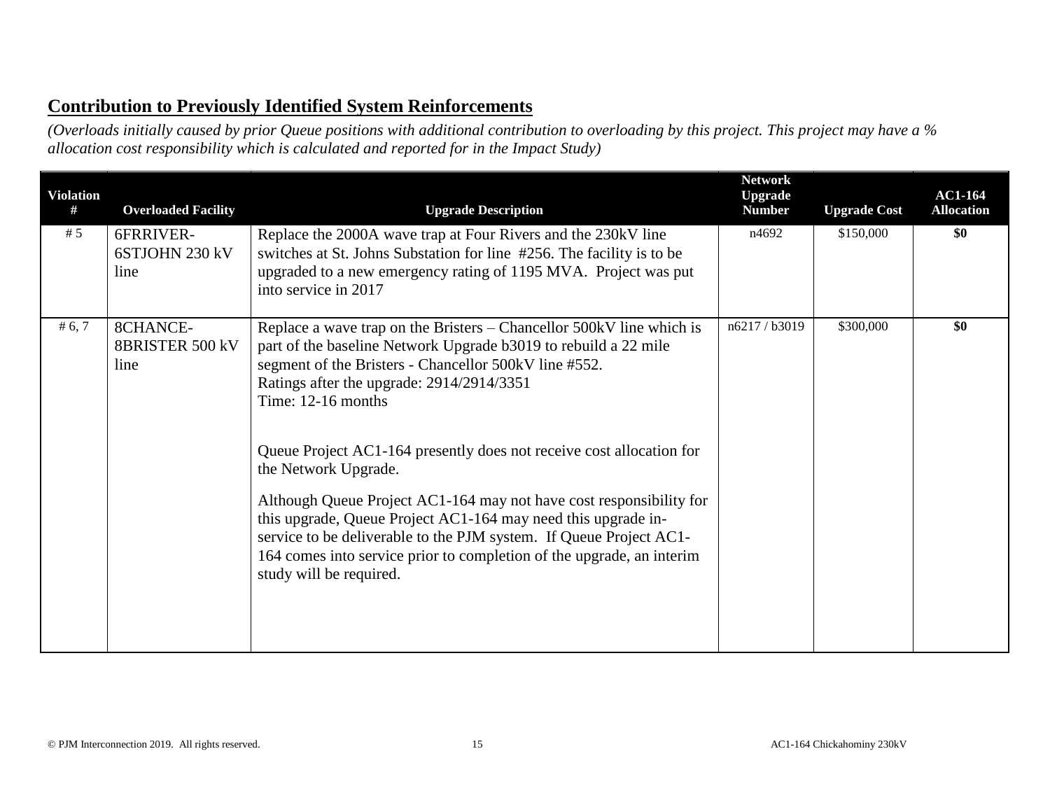## Contribution to Previously Identified System Reinforcements

*(Overloads initially caused by prior Queue positions with additional contribution to overloading by this project. This project may have a % allocation cost responsibility which is calculated and reported for in the Impact Study)*

| Violation # | Overloaded Facility | Upgrade Description | Network Upgrade Number | Upgrade Cost | AC1-164 Allocation |
|---|---|---|---|---|---|
| # 5 | 6FRRIVER-6STJOHN 230 kV line | Replace the 2000A wave trap at Four Rivers and the 230kV line switches at St. Johns Substation for line #256. The facility is to be upgraded to a new emergency rating of 1195 MVA. Project was put into service in 2017 | n4692 | $150,000 | **$0** |
| # 6, 7 | 8CHANCE-8BRISTER 500 kV line | Replace a wave trap on the Bristers – Chancellor 500kV line which is part of the baseline Network Upgrade b3019 to rebuild a 22 mile segment of the Bristers - Chancellor 500kV line #552.<br>Ratings after the upgrade: 2914/2914/3351<br>Time: 12-16 months<br><br>Queue Project AC1-164 presently does not receive cost allocation for the Network Upgrade.<br><br>Although Queue Project AC1-164 may not have cost responsibility for this upgrade, Queue Project AC1-164 may need this upgrade in-service to be deliverable to the PJM system. If Queue Project AC1-164 comes into service prior to completion of the upgrade, an interim study will be required. | n6217 / b3019 | $300,000 | **$0** |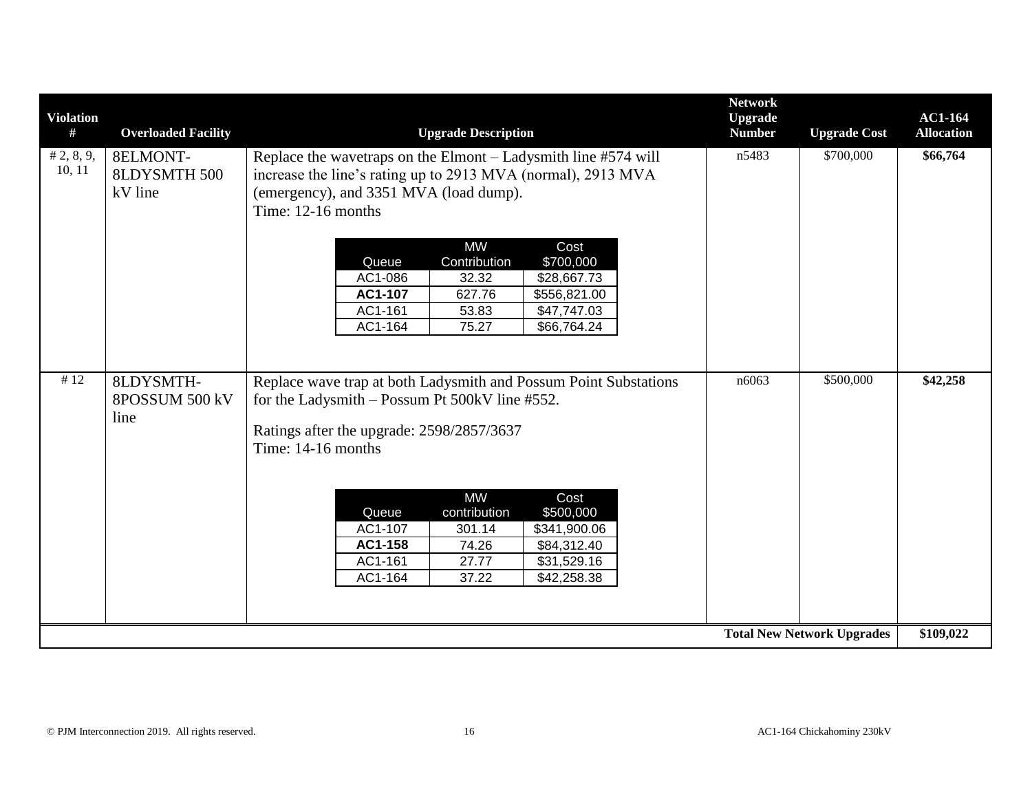| Violation # | Overloaded Facility | Upgrade Description | Network Upgrade Number | Upgrade Cost | AC1-164 Allocation |
|---|---|---|---|---|---|
| # 2, 8, 9, 10, 11 | 8ELMONT-8LDYSMTH 500 kV line | Replace the wavetraps on the Elmont – Ladysmith line #574 will increase the line's rating up to 2913 MVA (normal), 2913 MVA (emergency), and 3351 MVA (load dump).<br>Time: 12-16 months | n5483 | $700,000 | **$66,764** |
| # 12 | 8LDYSMTH-8POSSUM 500 kV line | Replace wave trap at both Ladysmith and Possum Point Substations for the Ladysmith – Possum Pt 500kV line #552.<br>Ratings after the upgrade: 2598/2857/3637<br>Time: 14-16 months | n6063 | $500,000 | **$42,258** |
| | | | | **Total New Network Upgrades** | **$109,022** |

n5483 cost allocation:

| Queue | MW Contribution | Cost $700,000 |
|---|---|---|
| AC1-086 | 32.32 | $28,667.73 |
| **AC1-107** | 627.76 | $556,821.00 |
| AC1-161 | 53.83 | $47,747.03 |
| AC1-164 | 75.27 | $66,764.24 |

n6063 cost allocation:

| Queue | MW contribution | Cost $500,000 |
|---|---|---|
| AC1-107 | 301.14 | $341,900.06 |
| **AC1-158** | 74.26 | $84,312.40 |
| AC1-161 | 27.77 | $31,529.16 |
| AC1-164 | 37.22 | $42,258.38 |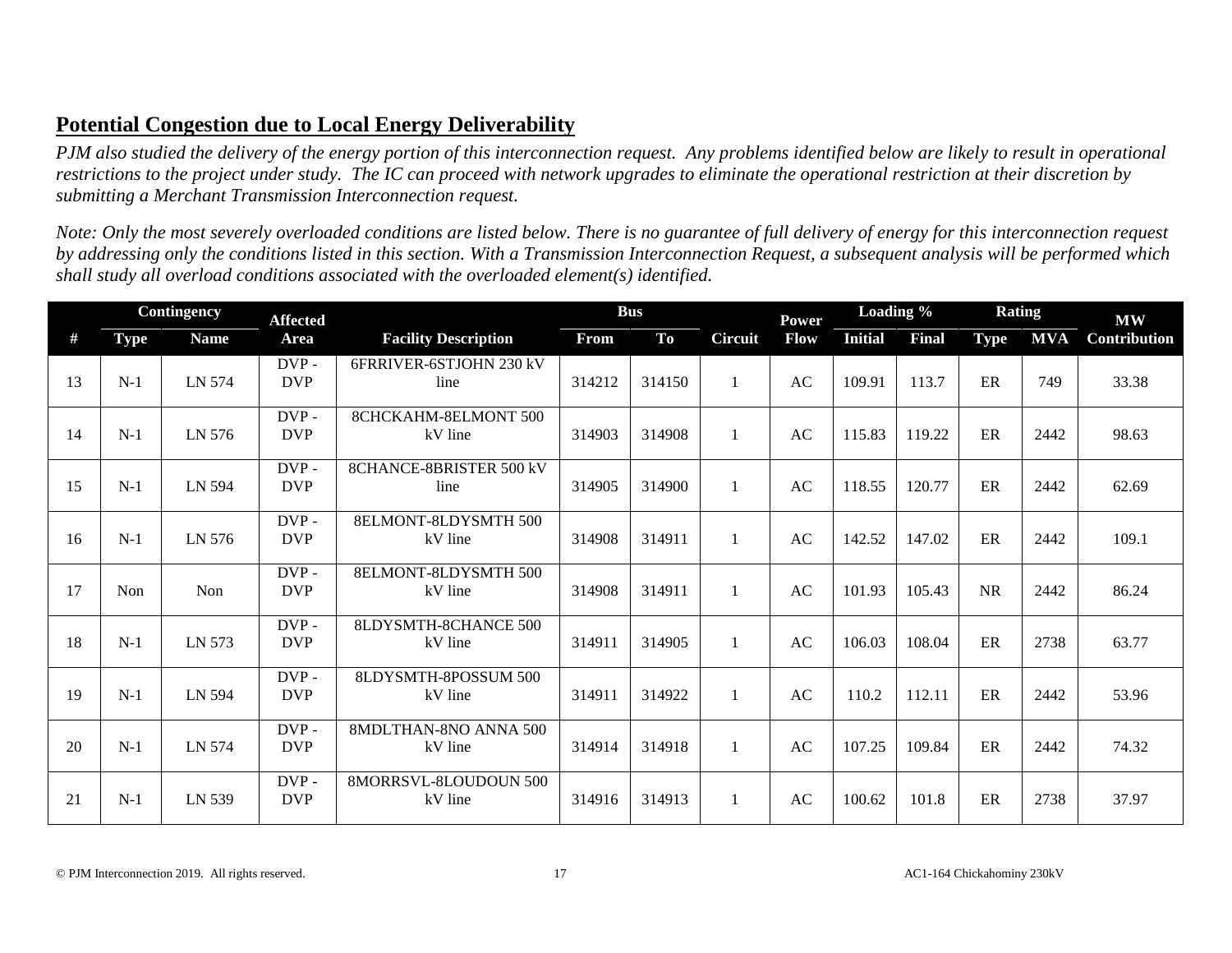## Potential Congestion due to Local Energy Deliverability

*PJM also studied the delivery of the energy portion of this interconnection request. Any problems identified below are likely to result in operational restrictions to the project under study. The IC can proceed with network upgrades to eliminate the operational restriction at their discretion by submitting a Merchant Transmission Interconnection request.*

*Note: Only the most severely overloaded conditions are listed below. There is no guarantee of full delivery of energy for this interconnection request by addressing only the conditions listed in this section. With a Transmission Interconnection Request, a subsequent analysis will be performed which shall study all overload conditions associated with the overloaded element(s) identified.*

| | Contingency | | Affected | | Bus | | | Power | Loading % | | Rating | | MW |
|---|---|---|---|---|---|---|---|---|---|---|---|---|---|
| # | Type | Name | Area | Facility Description | From | To | Circuit | Flow | Initial | Final | Type | MVA | Contribution |
| 13 | N-1 | LN 574 | DVP - DVP | 6FRRIVER-6STJOHN 230 kV line | 314212 | 314150 | 1 | AC | 109.91 | 113.7 | ER | 749 | 33.38 |
| 14 | N-1 | LN 576 | DVP - DVP | 8CHCKAHM-8ELMONT 500 kV line | 314903 | 314908 | 1 | AC | 115.83 | 119.22 | ER | 2442 | 98.63 |
| 15 | N-1 | LN 594 | DVP - DVP | 8CHANCE-8BRISTER 500 kV line | 314905 | 314900 | 1 | AC | 118.55 | 120.77 | ER | 2442 | 62.69 |
| 16 | N-1 | LN 576 | DVP - DVP | 8ELMONT-8LDYSMTH 500 kV line | 314908 | 314911 | 1 | AC | 142.52 | 147.02 | ER | 2442 | 109.1 |
| 17 | Non | Non | DVP - DVP | 8ELMONT-8LDYSMTH 500 kV line | 314908 | 314911 | 1 | AC | 101.93 | 105.43 | NR | 2442 | 86.24 |
| 18 | N-1 | LN 573 | DVP - DVP | 8LDYSMTH-8CHANCE 500 kV line | 314911 | 314905 | 1 | AC | 106.03 | 108.04 | ER | 2738 | 63.77 |
| 19 | N-1 | LN 594 | DVP - DVP | 8LDYSMTH-8POSSUM 500 kV line | 314911 | 314922 | 1 | AC | 110.2 | 112.11 | ER | 2442 | 53.96 |
| 20 | N-1 | LN 574 | DVP - DVP | 8MDLTHAN-8NO ANNA 500 kV line | 314914 | 314918 | 1 | AC | 107.25 | 109.84 | ER | 2442 | 74.32 |
| 21 | N-1 | LN 539 | DVP - DVP | 8MORRSVL-8LOUDOUN 500 kV line | 314916 | 314913 | 1 | AC | 100.62 | 101.8 | ER | 2738 | 37.97 |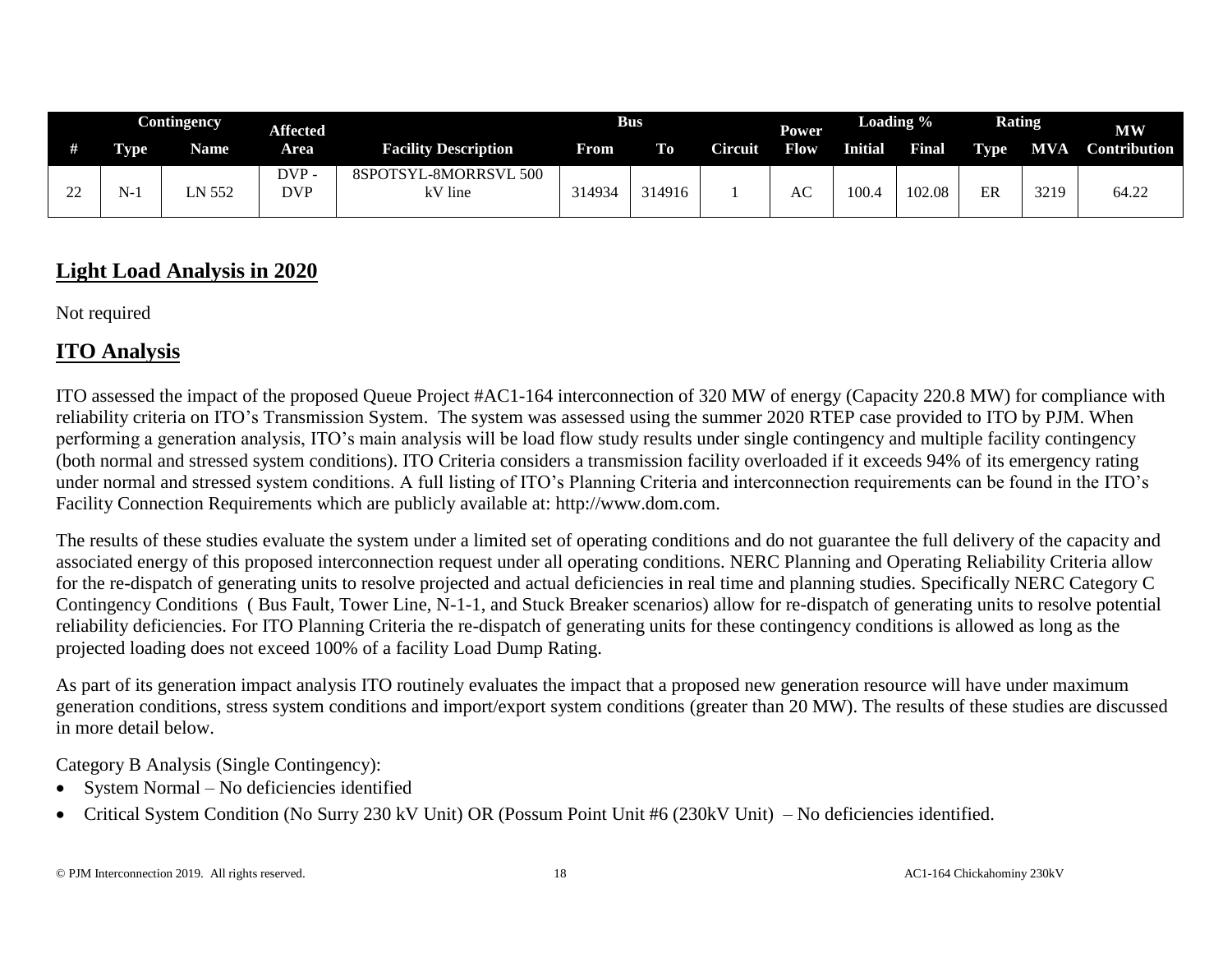| Contingency | | | Affected | | Bus | | | Power | Loading % | | Rating | | MW |
|---|---|---|---|---|---|---|---|---|---|---|---|---|---|
| # | Type | Name | Area | Facility Description | From | To | Circuit | Flow | Initial | Final | Type | MVA | Contribution |
| 22 | N-1 | LN 552 | DVP - DVP | 8SPOTSYL-8MORRSVL 500 kV line | 314934 | 314916 | 1 | AC | 100.4 | 102.08 | ER | 3219 | 64.22 |

## Light Load Analysis in 2020

Not required

## ITO Analysis

ITO assessed the impact of the proposed Queue Project #AC1-164 interconnection of 320 MW of energy (Capacity 220.8 MW) for compliance with reliability criteria on ITO's Transmission System. The system was assessed using the summer 2020 RTEP case provided to ITO by PJM. When performing a generation analysis, ITO's main analysis will be load flow study results under single contingency and multiple facility contingency (both normal and stressed system conditions). ITO Criteria considers a transmission facility overloaded if it exceeds 94% of its emergency rating under normal and stressed system conditions. A full listing of ITO's Planning Criteria and interconnection requirements can be found in the ITO's Facility Connection Requirements which are publicly available at: http://www.dom.com.

The results of these studies evaluate the system under a limited set of operating conditions and do not guarantee the full delivery of the capacity and associated energy of this proposed interconnection request under all operating conditions. NERC Planning and Operating Reliability Criteria allow for the re-dispatch of generating units to resolve projected and actual deficiencies in real time and planning studies. Specifically NERC Category C Contingency Conditions ( Bus Fault, Tower Line, N-1-1, and Stuck Breaker scenarios) allow for re-dispatch of generating units to resolve potential reliability deficiencies. For ITO Planning Criteria the re-dispatch of generating units for these contingency conditions is allowed as long as the projected loading does not exceed 100% of a facility Load Dump Rating.

As part of its generation impact analysis ITO routinely evaluates the impact that a proposed new generation resource will have under maximum generation conditions, stress system conditions and import/export system conditions (greater than 20 MW). The results of these studies are discussed in more detail below.

Category B Analysis (Single Contingency):

- System Normal – No deficiencies identified
- Critical System Condition (No Surry 230 kV Unit) OR (Possum Point Unit #6 (230kV Unit) – No deficiencies identified.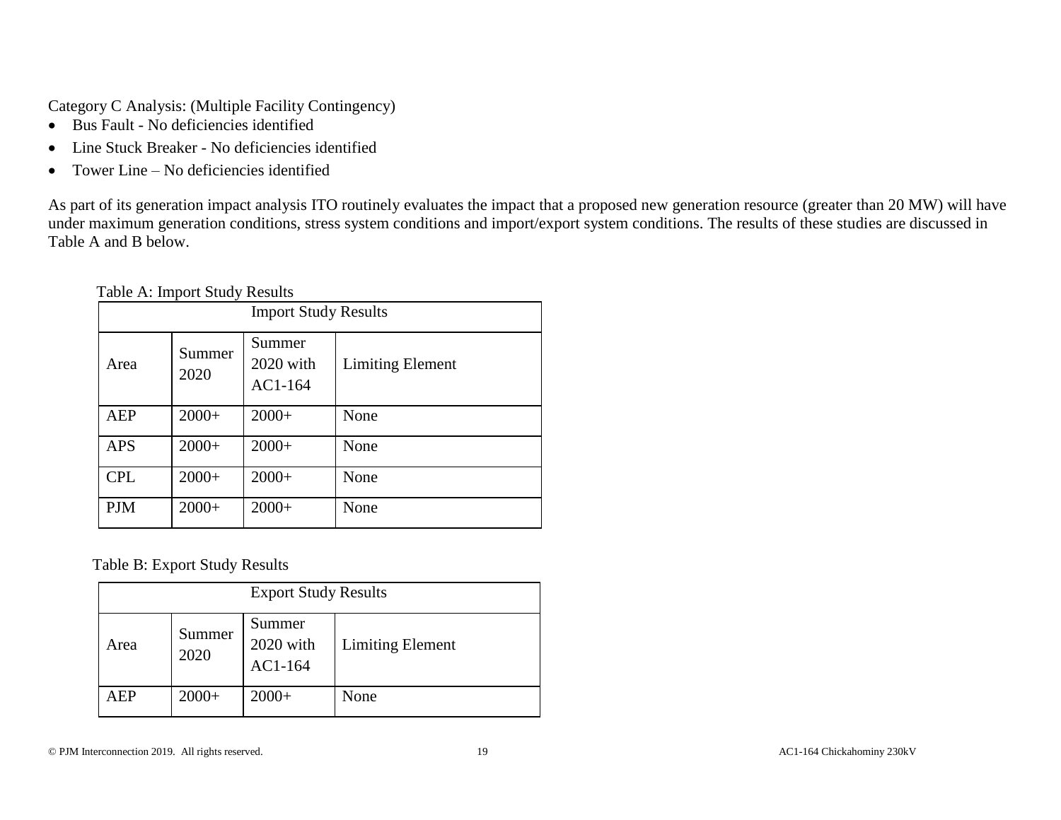Category C Analysis: (Multiple Facility Contingency)

- Bus Fault - No deficiencies identified
- Line Stuck Breaker - No deficiencies identified
- Tower Line – No deficiencies identified

As part of its generation impact analysis ITO routinely evaluates the impact that a proposed new generation resource (greater than 20 MW) will have under maximum generation conditions, stress system conditions and import/export system conditions. The results of these studies are discussed in Table A and B below.

Table A: Import Study Results

| Import Study Results | | | |
|---|---|---|---|
| Area | Summer 2020 | Summer 2020 with AC1-164 | Limiting Element |
| AEP | 2000+ | 2000+ | None |
| APS | 2000+ | 2000+ | None |
| CPL | 2000+ | 2000+ | None |
| PJM | 2000+ | 2000+ | None |

Table B: Export Study Results

| Export Study Results | | | |
|---|---|---|---|
| Area | Summer 2020 | Summer 2020 with AC1-164 | Limiting Element |
| AEP | 2000+ | 2000+ | None |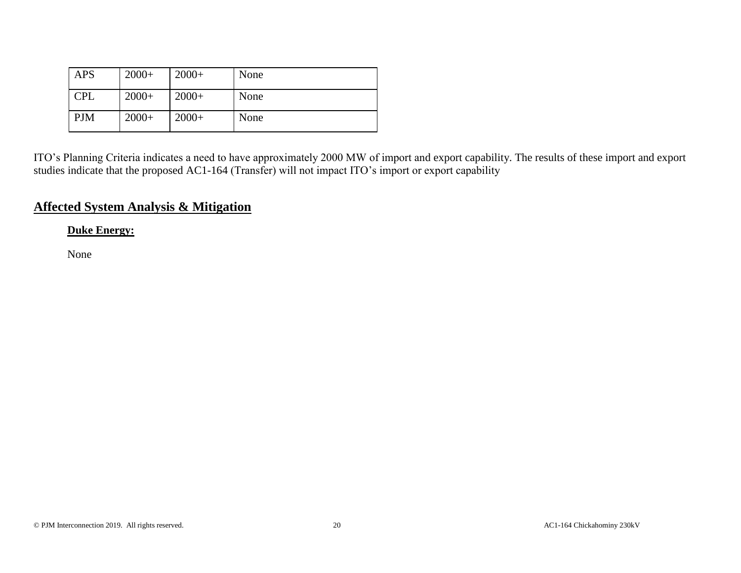| APS | 2000+ | 2000+ | None |
|---|---|---|---|
| CPL | 2000+ | 2000+ | None |
| PJM | 2000+ | 2000+ | None |

ITO's Planning Criteria indicates a need to have approximately 2000 MW of import and export capability. The results of these import and export studies indicate that the proposed AC1-164 (Transfer) will not impact ITO's import or export capability

## Affected System Analysis & Mitigation

### Duke Energy:

None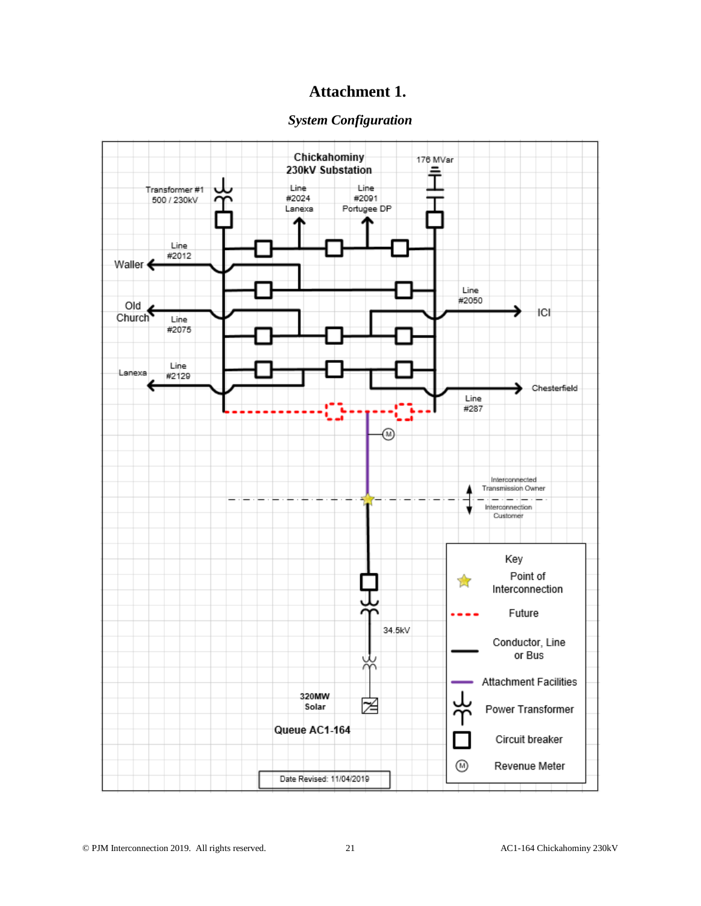# Attachment 1.

## *System Configuration*

Chickahominy 230kV Substation

Transformer #1 500 / 230kV

Line #2024 Lanexa

Line #2091 Portugee DP

176 MVar

Line #2012 Waller

Old Church Line #2075

Line #2050 ICI

Lanexa Line #2129

Line #287 Chesterfield

Interconnected Transmission Owner

Interconnection Customer

34.5kV

320MW Solar

Queue AC1-164

Date Revised: 11/04/2019

Key

- Point of Interconnection
- Future
- Conductor, Line or Bus
- Attachment Facilities
- Power Transformer
- Circuit breaker
- Revenue Meter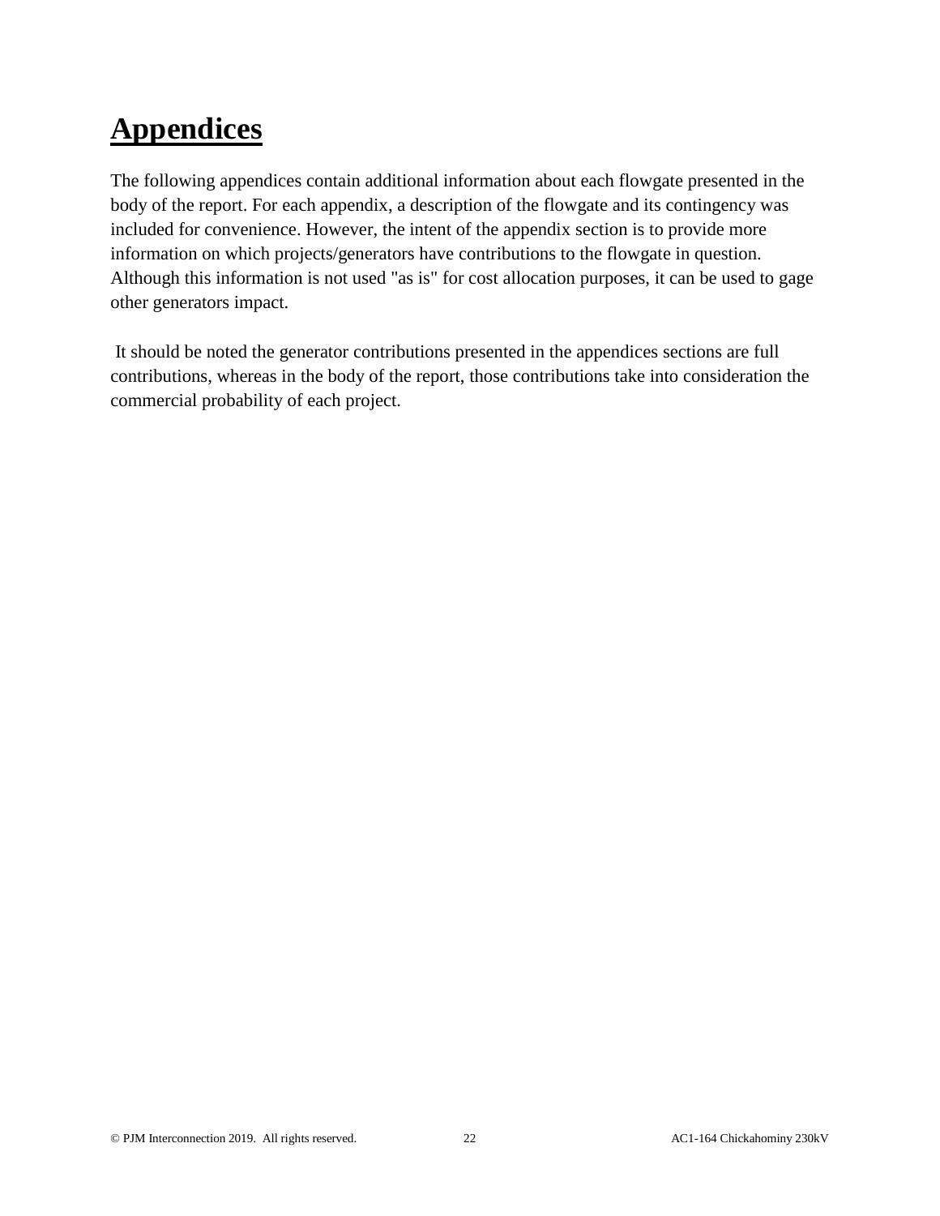# Appendices

The following appendices contain additional information about each flowgate presented in the body of the report. For each appendix, a description of the flowgate and its contingency was included for convenience. However, the intent of the appendix section is to provide more information on which projects/generators have contributions to the flowgate in question. Although this information is not used "as is" for cost allocation purposes, it can be used to gage other generators impact.

It should be noted the generator contributions presented in the appendices sections are full contributions, whereas in the body of the report, those contributions take into consideration the commercial probability of each project.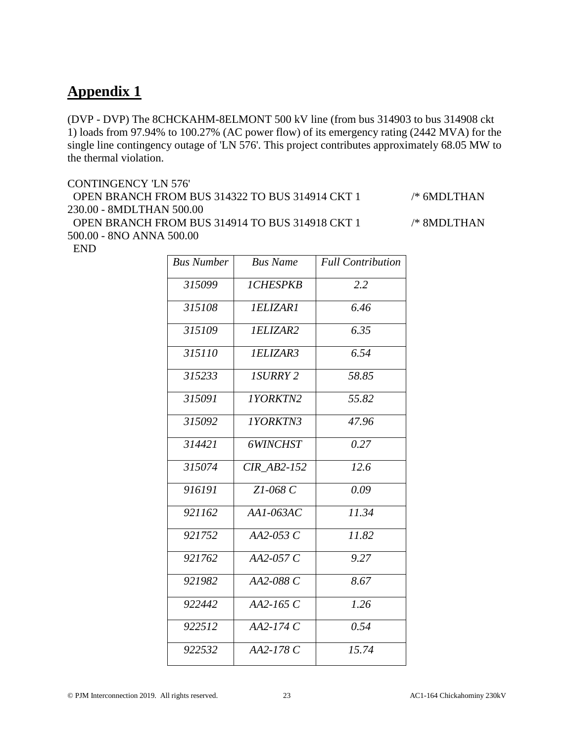# Appendix 1

(DVP - DVP) The 8CHCKAHM-8ELMONT 500 kV line (from bus 314903 to bus 314908 ckt 1) loads from 97.94% to 100.27% (AC power flow) of its emergency rating (2442 MVA) for the single line contingency outage of 'LN 576'. This project contributes approximately 68.05 MW to the thermal violation.

```
CONTINGENCY 'LN 576'
  OPEN BRANCH FROM BUS 314322 TO BUS 314914 CKT 1          /* 6MDLTHAN 230.00 - 8MDLTHAN 500.00
  OPEN BRANCH FROM BUS 314914 TO BUS 314918 CKT 1          /* 8MDLTHAN 500.00 - 8NO ANNA 500.00
  END
```

| *Bus Number* | *Bus Name* | *Full Contribution* |
|---|---|---|
| *315099* | *1CHESPKB* | *2.2* |
| *315108* | *1ELIZAR1* | *6.46* |
| *315109* | *1ELIZAR2* | *6.35* |
| *315110* | *1ELIZAR3* | *6.54* |
| *315233* | *1SURRY 2* | *58.85* |
| *315091* | *1YORKTN2* | *55.82* |
| *315092* | *1YORKTN3* | *47.96* |
| *314421* | *6WINCHST* | *0.27* |
| *315074* | *CIR_AB2-152* | *12.6* |
| *916191* | *Z1-068 C* | *0.09* |
| *921162* | *AA1-063AC* | *11.34* |
| *921752* | *AA2-053 C* | *11.82* |
| *921762* | *AA2-057 C* | *9.27* |
| *921982* | *AA2-088 C* | *8.67* |
| *922442* | *AA2-165 C* | *1.26* |
| *922512* | *AA2-174 C* | *0.54* |
| *922532* | *AA2-178 C* | *15.74* |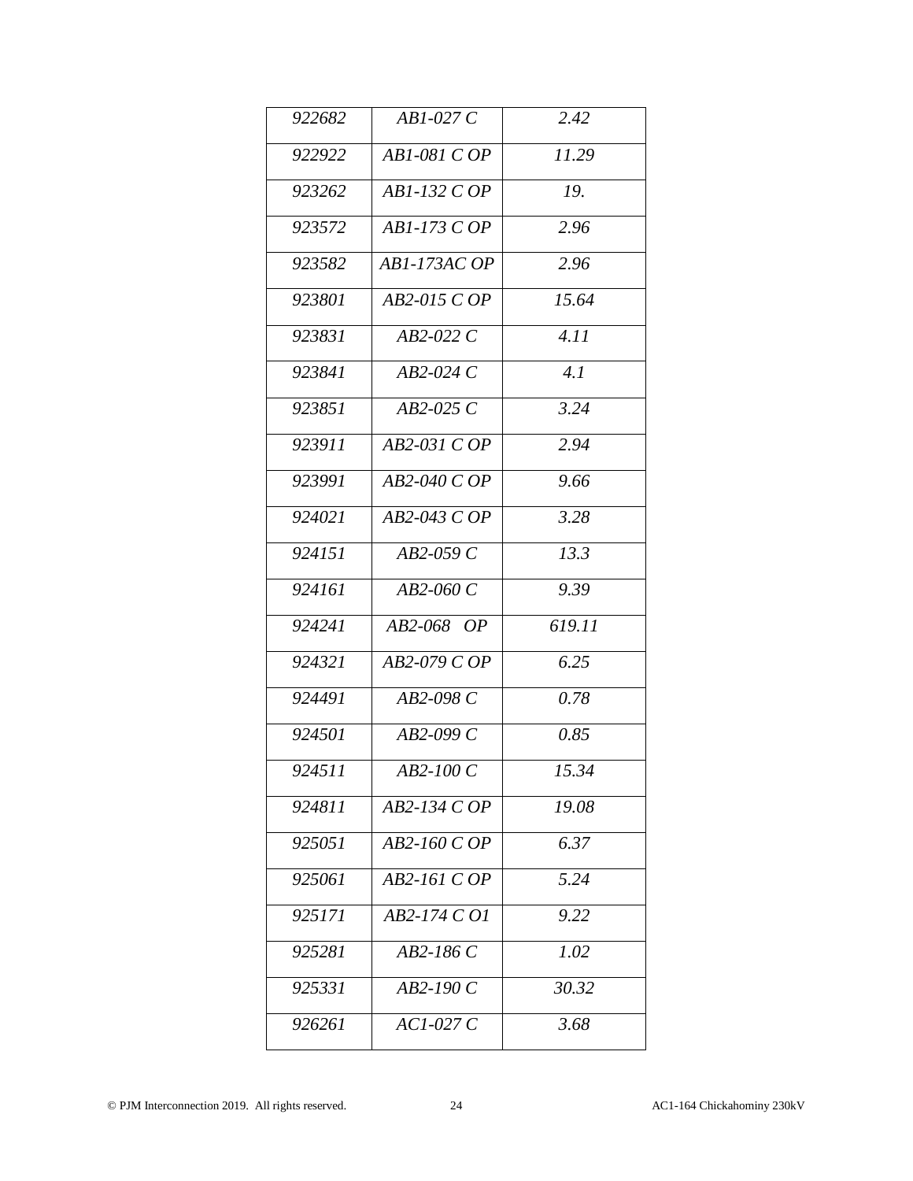| *922682* | *AB1-027 C* | *2.42* |
|---|---|---|
| *922922* | *AB1-081 C OP* | *11.29* |
| *923262* | *AB1-132 C OP* | *19.* |
| *923572* | *AB1-173 C OP* | *2.96* |
| *923582* | *AB1-173AC OP* | *2.96* |
| *923801* | *AB2-015 C OP* | *15.64* |
| *923831* | *AB2-022 C* | *4.11* |
| *923841* | *AB2-024 C* | *4.1* |
| *923851* | *AB2-025 C* | *3.24* |
| *923911* | *AB2-031 C OP* | *2.94* |
| *923991* | *AB2-040 C OP* | *9.66* |
| *924021* | *AB2-043 C OP* | *3.28* |
| *924151* | *AB2-059 C* | *13.3* |
| *924161* | *AB2-060 C* | *9.39* |
| *924241* | *AB2-068 OP* | *619.11* |
| *924321* | *AB2-079 C OP* | *6.25* |
| *924491* | *AB2-098 C* | *0.78* |
| *924501* | *AB2-099 C* | *0.85* |
| *924511* | *AB2-100 C* | *15.34* |
| *924811* | *AB2-134 C OP* | *19.08* |
| *925051* | *AB2-160 C OP* | *6.37* |
| *925061* | *AB2-161 C OP* | *5.24* |
| *925171* | *AB2-174 C O1* | *9.22* |
| *925281* | *AB2-186 C* | *1.02* |
| *925331* | *AB2-190 C* | *30.32* |
| *926261* | *AC1-027 C* | *3.68* |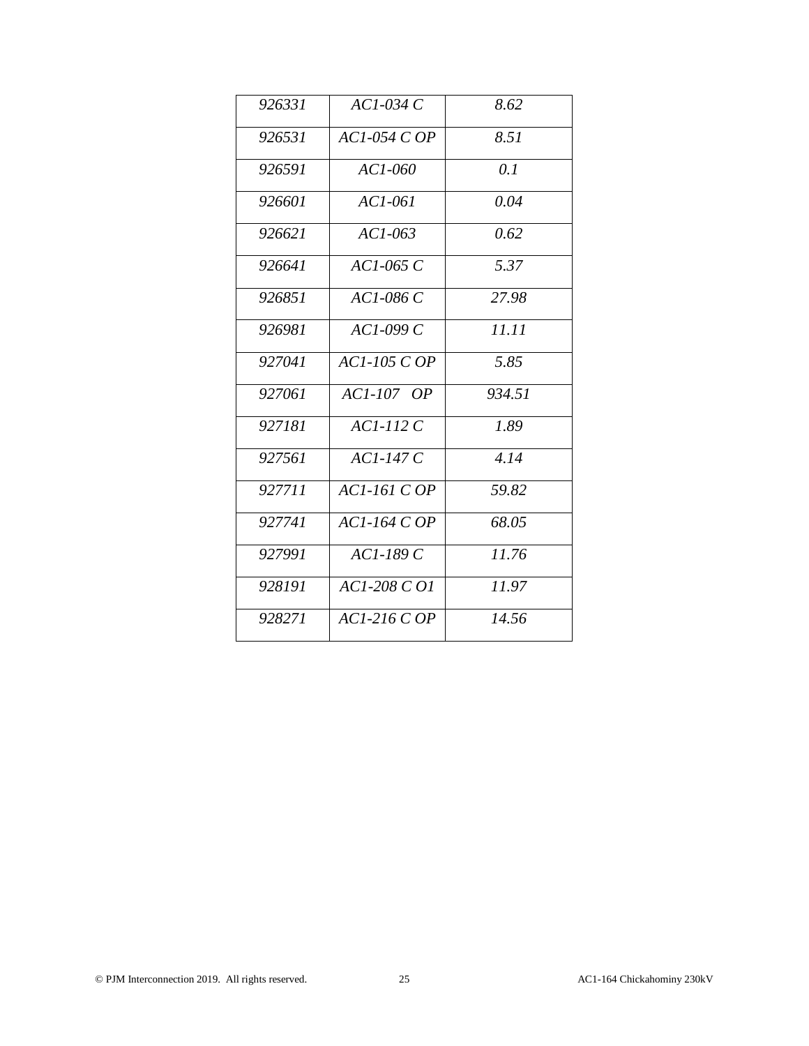| | | |
|---|---|---|
| *926331* | *AC1-034 C* | *8.62* |
| *926531* | *AC1-054 C OP* | *8.51* |
| *926591* | *AC1-060* | *0.1* |
| *926601* | *AC1-061* | *0.04* |
| *926621* | *AC1-063* | *0.62* |
| *926641* | *AC1-065 C* | *5.37* |
| *926851* | *AC1-086 C* | *27.98* |
| *926981* | *AC1-099 C* | *11.11* |
| *927041* | *AC1-105 C OP* | *5.85* |
| *927061* | *AC1-107 OP* | *934.51* |
| *927181* | *AC1-112 C* | *1.89* |
| *927561* | *AC1-147 C* | *4.14* |
| *927711* | *AC1-161 C OP* | *59.82* |
| *927741* | *AC1-164 C OP* | *68.05* |
| *927991* | *AC1-189 C* | *11.76* |
| *928191* | *AC1-208 C O1* | *11.97* |
| *928271* | *AC1-216 C OP* | *14.56* |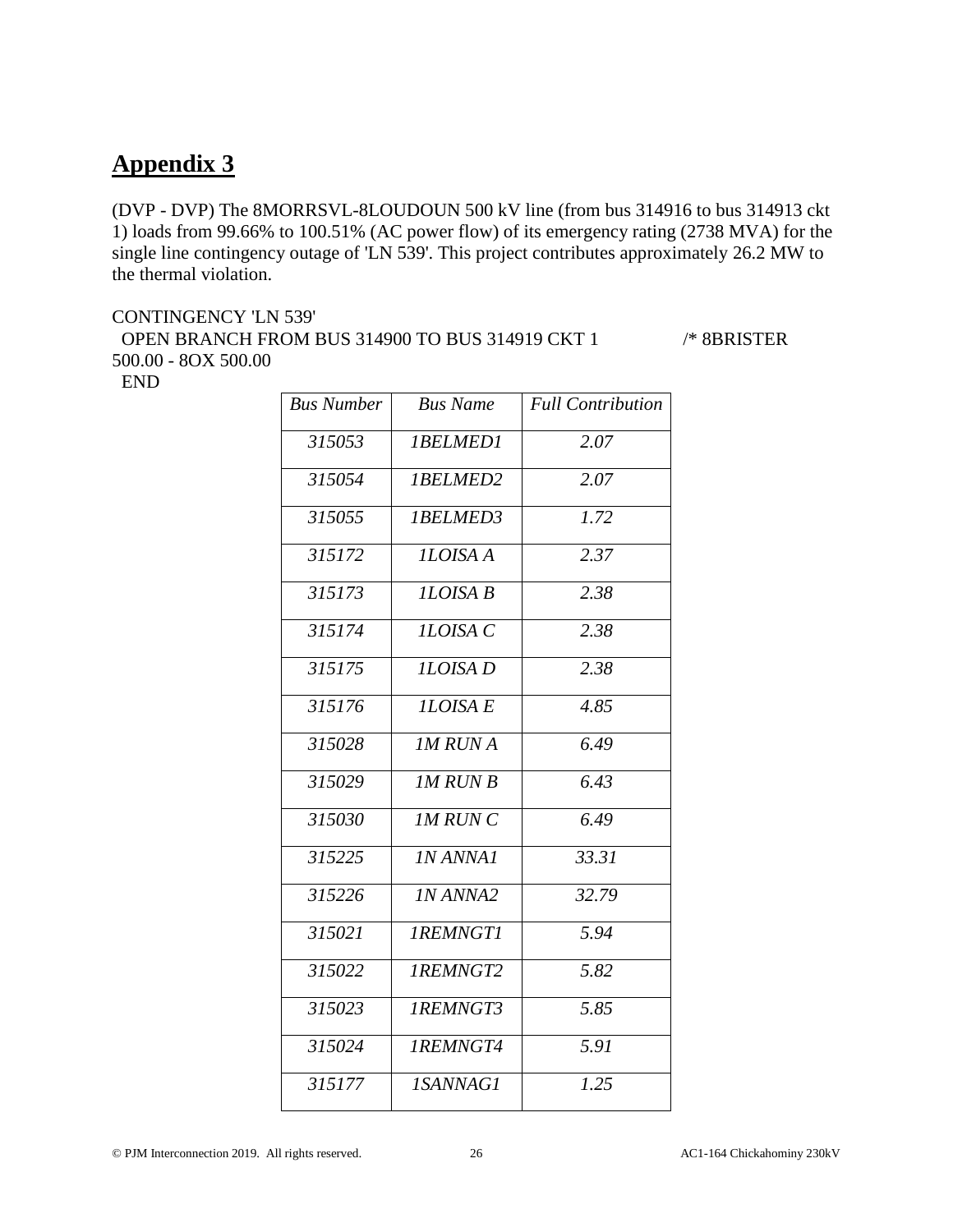## Appendix 3

(DVP - DVP) The 8MORRSVL-8LOUDOUN 500 kV line (from bus 314916 to bus 314913 ckt 1) loads from 99.66% to 100.51% (AC power flow) of its emergency rating (2738 MVA) for the single line contingency outage of 'LN 539'. This project contributes approximately 26.2 MW to the thermal violation.

```
CONTINGENCY 'LN 539'
  OPEN BRANCH FROM BUS 314900 TO BUS 314919 CKT 1          /* 8BRISTER 500.00 - 8OX 500.00
  END
```

| *Bus Number* | *Bus Name* | *Full Contribution* |
|---|---|---|
| *315053* | *1BELMED1* | *2.07* |
| *315054* | *1BELMED2* | *2.07* |
| *315055* | *1BELMED3* | *1.72* |
| *315172* | *1LOISA A* | *2.37* |
| *315173* | *1LOISA B* | *2.38* |
| *315174* | *1LOISA C* | *2.38* |
| *315175* | *1LOISA D* | *2.38* |
| *315176* | *1LOISA E* | *4.85* |
| *315028* | *1M RUN A* | *6.49* |
| *315029* | *1M RUN B* | *6.43* |
| *315030* | *1M RUN C* | *6.49* |
| *315225* | *1N ANNA1* | *33.31* |
| *315226* | *1N ANNA2* | *32.79* |
| *315021* | *1REMNGT1* | *5.94* |
| *315022* | *1REMNGT2* | *5.82* |
| *315023* | *1REMNGT3* | *5.85* |
| *315024* | *1REMNGT4* | *5.91* |
| *315177* | *1SANNAG1* | *1.25* |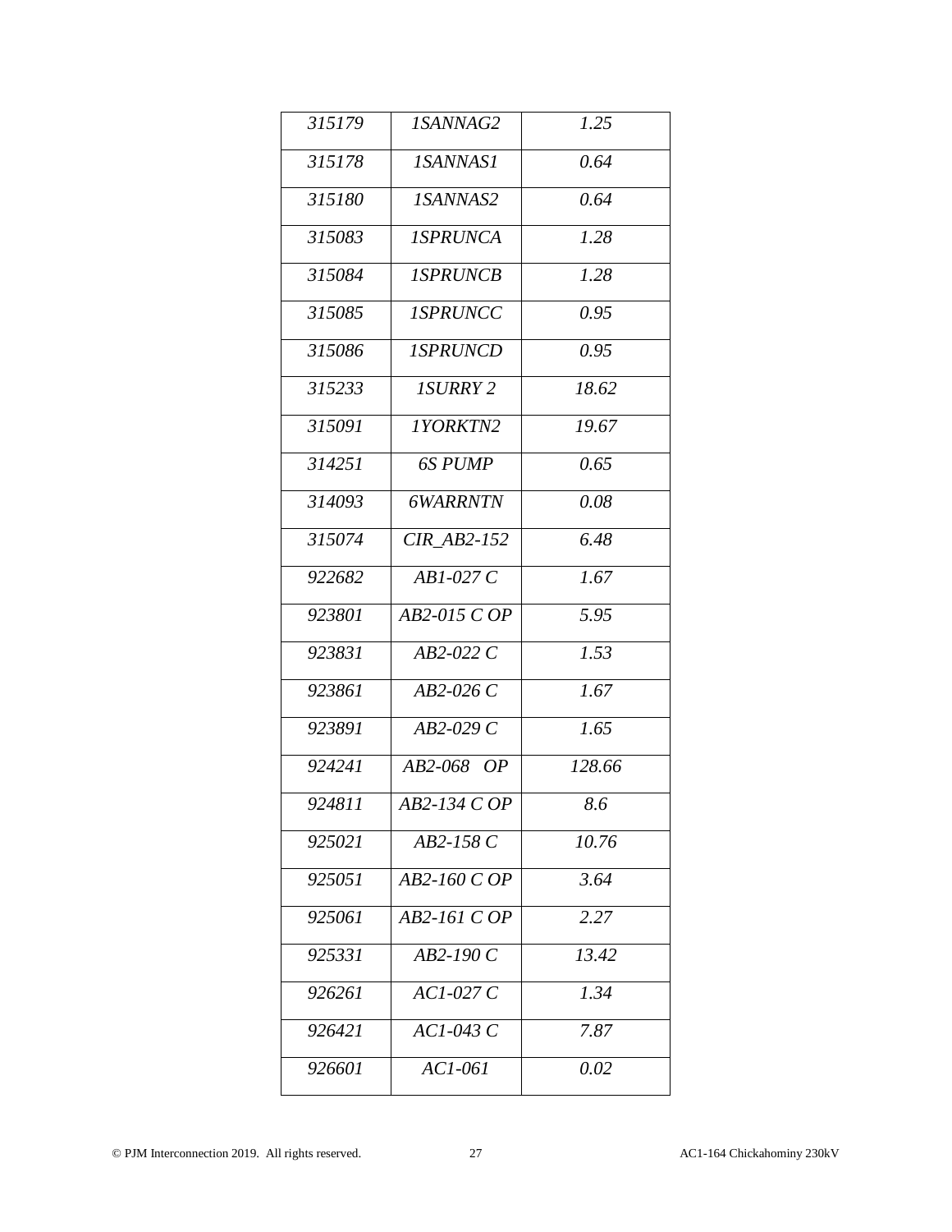| | | |
|---|---|---|
| *315179* | *1SANNAG2* | *1.25* |
| *315178* | *1SANNAS1* | *0.64* |
| *315180* | *1SANNAS2* | *0.64* |
| *315083* | *1SPRUNCA* | *1.28* |
| *315084* | *1SPRUNCB* | *1.28* |
| *315085* | *1SPRUNCC* | *0.95* |
| *315086* | *1SPRUNCD* | *0.95* |
| *315233* | *1SURRY 2* | *18.62* |
| *315091* | *1YORKTN2* | *19.67* |
| *314251* | *6S PUMP* | *0.65* |
| *314093* | *6WARRNTN* | *0.08* |
| *315074* | *CIR_AB2-152* | *6.48* |
| *922682* | *AB1-027 C* | *1.67* |
| *923801* | *AB2-015 C OP* | *5.95* |
| *923831* | *AB2-022 C* | *1.53* |
| *923861* | *AB2-026 C* | *1.67* |
| *923891* | *AB2-029 C* | *1.65* |
| *924241* | *AB2-068 OP* | *128.66* |
| *924811* | *AB2-134 C OP* | *8.6* |
| *925021* | *AB2-158 C* | *10.76* |
| *925051* | *AB2-160 C OP* | *3.64* |
| *925061* | *AB2-161 C OP* | *2.27* |
| *925331* | *AB2-190 C* | *13.42* |
| *926261* | *AC1-027 C* | *1.34* |
| *926421* | *AC1-043 C* | *7.87* |
| *926601* | *AC1-061* | *0.02* |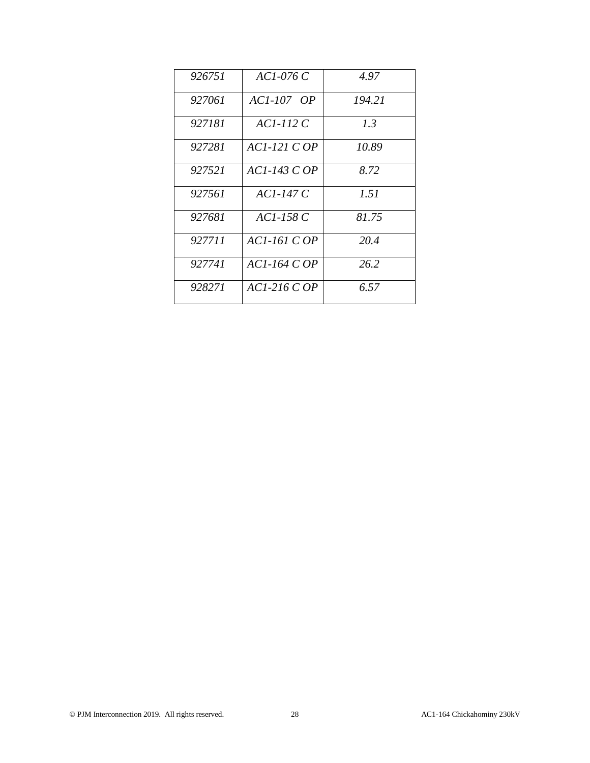| | | |
|---|---|---|
| *926751* | *AC1-076 C* | *4.97* |
| *927061* | *AC1-107 OP* | *194.21* |
| *927181* | *AC1-112 C* | *1.3* |
| *927281* | *AC1-121 C OP* | *10.89* |
| *927521* | *AC1-143 C OP* | *8.72* |
| *927561* | *AC1-147 C* | *1.51* |
| *927681* | *AC1-158 C* | *81.75* |
| *927711* | *AC1-161 C OP* | *20.4* |
| *927741* | *AC1-164 C OP* | *26.2* |
| *928271* | *AC1-216 C OP* | *6.57* |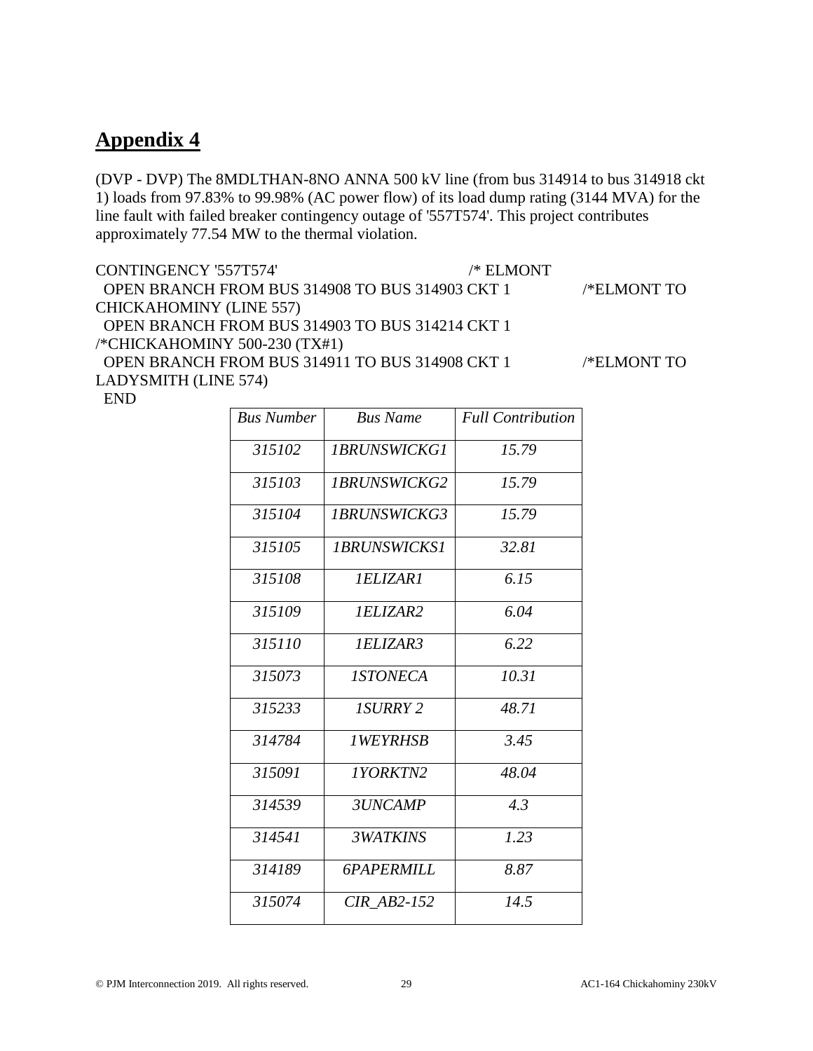# Appendix 4

(DVP - DVP) The 8MDLTHAN-8NO ANNA 500 kV line (from bus 314914 to bus 314918 ckt 1) loads from 97.83% to 99.98% (AC power flow) of its load dump rating (3144 MVA) for the line fault with failed breaker contingency outage of '557T574'. This project contributes approximately 77.54 MW to the thermal violation.

```
CONTINGENCY '557T574'                                    /* ELMONT
  OPEN BRANCH FROM BUS 314908 TO BUS 314903 CKT 1            /*ELMONT TO CHICKAHOMINY (LINE 557)
  OPEN BRANCH FROM BUS 314903 TO BUS 314214 CKT 1            /*CHICKAHOMINY 500-230 (TX#1)
  OPEN BRANCH FROM BUS 314911 TO BUS 314908 CKT 1            /*ELMONT TO LADYSMITH (LINE 574)
  END
```

| *Bus Number* | *Bus Name* | *Full Contribution* |
|---|---|---|
| *315102* | *1BRUNSWICKG1* | *15.79* |
| *315103* | *1BRUNSWICKG2* | *15.79* |
| *315104* | *1BRUNSWICKG3* | *15.79* |
| *315105* | *1BRUNSWICKS1* | *32.81* |
| *315108* | *1ELIZAR1* | *6.15* |
| *315109* | *1ELIZAR2* | *6.04* |
| *315110* | *1ELIZAR3* | *6.22* |
| *315073* | *1STONECA* | *10.31* |
| *315233* | *1SURRY 2* | *48.71* |
| *314784* | *1WEYRHSB* | *3.45* |
| *315091* | *1YORKTN2* | *48.04* |
| *314539* | *3UNCAMP* | *4.3* |
| *314541* | *3WATKINS* | *1.23* |
| *314189* | *6PAPERMILL* | *8.87* |
| *315074* | *CIR_AB2-152* | *14.5* |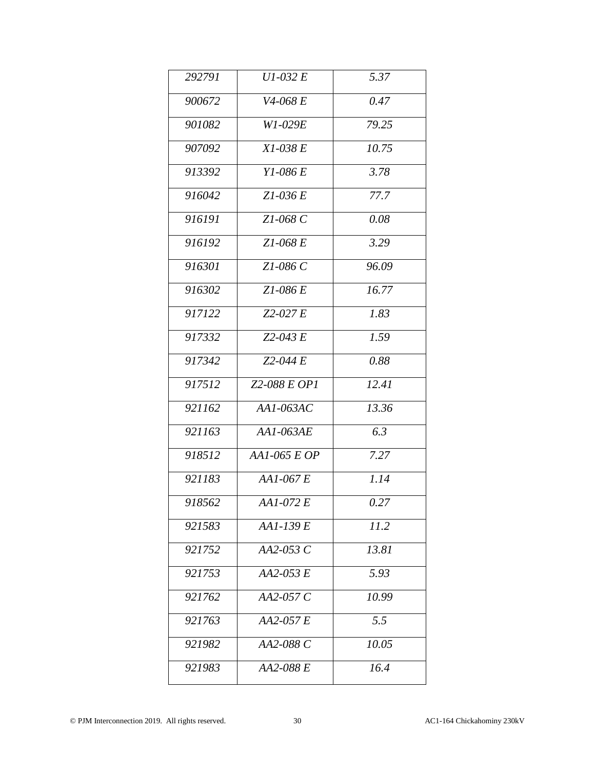| | | |
|---|---|---|
| *292791* | *U1-032 E* | *5.37* |
| *900672* | *V4-068 E* | *0.47* |
| *901082* | *W1-029E* | *79.25* |
| *907092* | *X1-038 E* | *10.75* |
| *913392* | *Y1-086 E* | *3.78* |
| *916042* | *Z1-036 E* | *77.7* |
| *916191* | *Z1-068 C* | *0.08* |
| *916192* | *Z1-068 E* | *3.29* |
| *916301* | *Z1-086 C* | *96.09* |
| *916302* | *Z1-086 E* | *16.77* |
| *917122* | *Z2-027 E* | *1.83* |
| *917332* | *Z2-043 E* | *1.59* |
| *917342* | *Z2-044 E* | *0.88* |
| *917512* | *Z2-088 E OP1* | *12.41* |
| *921162* | *AA1-063AC* | *13.36* |
| *921163* | *AA1-063AE* | *6.3* |
| *918512* | *AA1-065 E OP* | *7.27* |
| *921183* | *AA1-067 E* | *1.14* |
| *918562* | *AA1-072 E* | *0.27* |
| *921583* | *AA1-139 E* | *11.2* |
| *921752* | *AA2-053 C* | *13.81* |
| *921753* | *AA2-053 E* | *5.93* |
| *921762* | *AA2-057 C* | *10.99* |
| *921763* | *AA2-057 E* | *5.5* |
| *921982* | *AA2-088 C* | *10.05* |
| *921983* | *AA2-088 E* | *16.4* |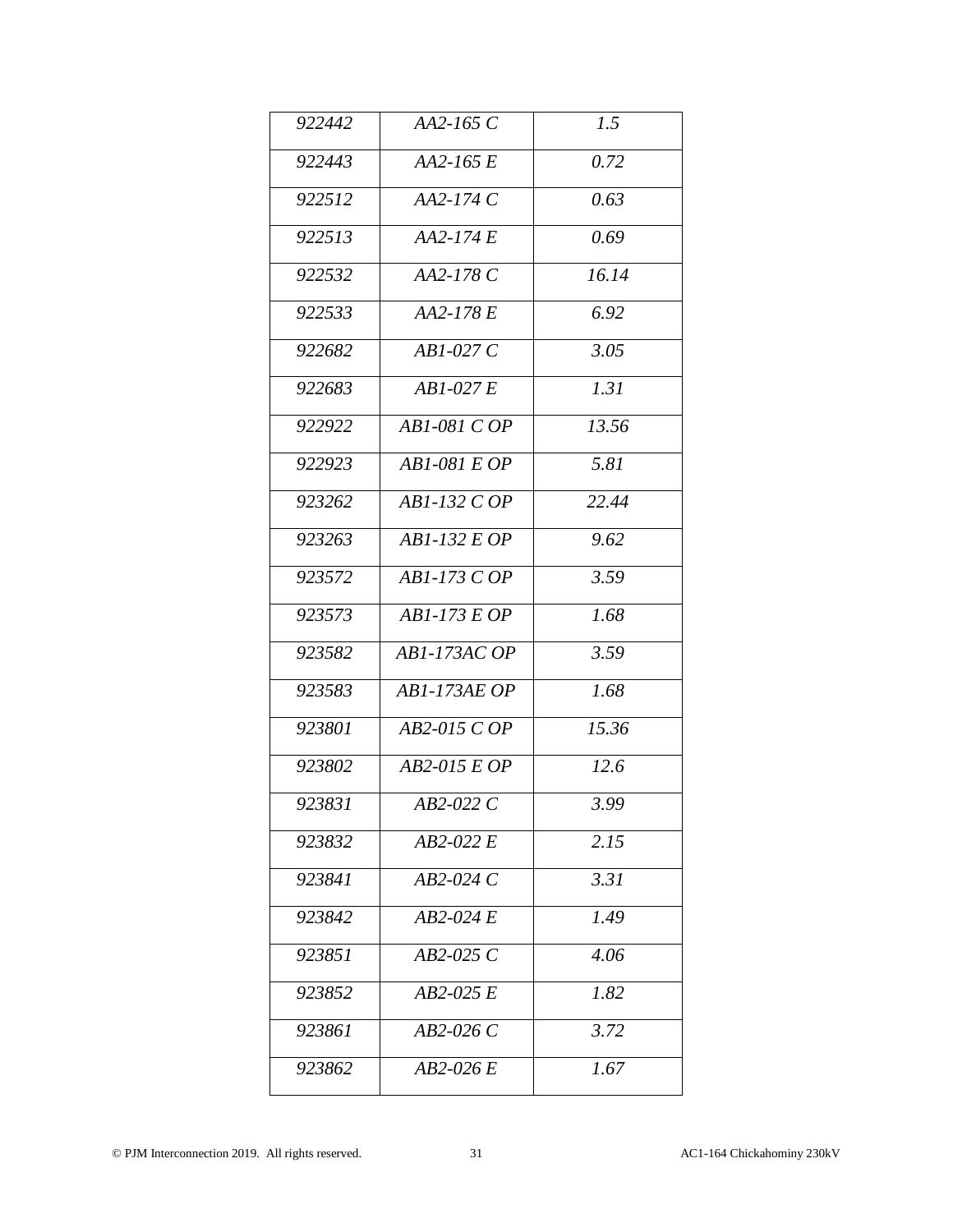| *922442* | *AA2-165 C* | *1.5* |
|---|---|---|
| *922443* | *AA2-165 E* | *0.72* |
| *922512* | *AA2-174 C* | *0.63* |
| *922513* | *AA2-174 E* | *0.69* |
| *922532* | *AA2-178 C* | *16.14* |
| *922533* | *AA2-178 E* | *6.92* |
| *922682* | *AB1-027 C* | *3.05* |
| *922683* | *AB1-027 E* | *1.31* |
| *922922* | *AB1-081 C OP* | *13.56* |
| *922923* | *AB1-081 E OP* | *5.81* |
| *923262* | *AB1-132 C OP* | *22.44* |
| *923263* | *AB1-132 E OP* | *9.62* |
| *923572* | *AB1-173 C OP* | *3.59* |
| *923573* | *AB1-173 E OP* | *1.68* |
| *923582* | *AB1-173AC OP* | *3.59* |
| *923583* | *AB1-173AE OP* | *1.68* |
| *923801* | *AB2-015 C OP* | *15.36* |
| *923802* | *AB2-015 E OP* | *12.6* |
| *923831* | *AB2-022 C* | *3.99* |
| *923832* | *AB2-022 E* | *2.15* |
| *923841* | *AB2-024 C* | *3.31* |
| *923842* | *AB2-024 E* | *1.49* |
| *923851* | *AB2-025 C* | *4.06* |
| *923852* | *AB2-025 E* | *1.82* |
| *923861* | *AB2-026 C* | *3.72* |
| *923862* | *AB2-026 E* | *1.67* |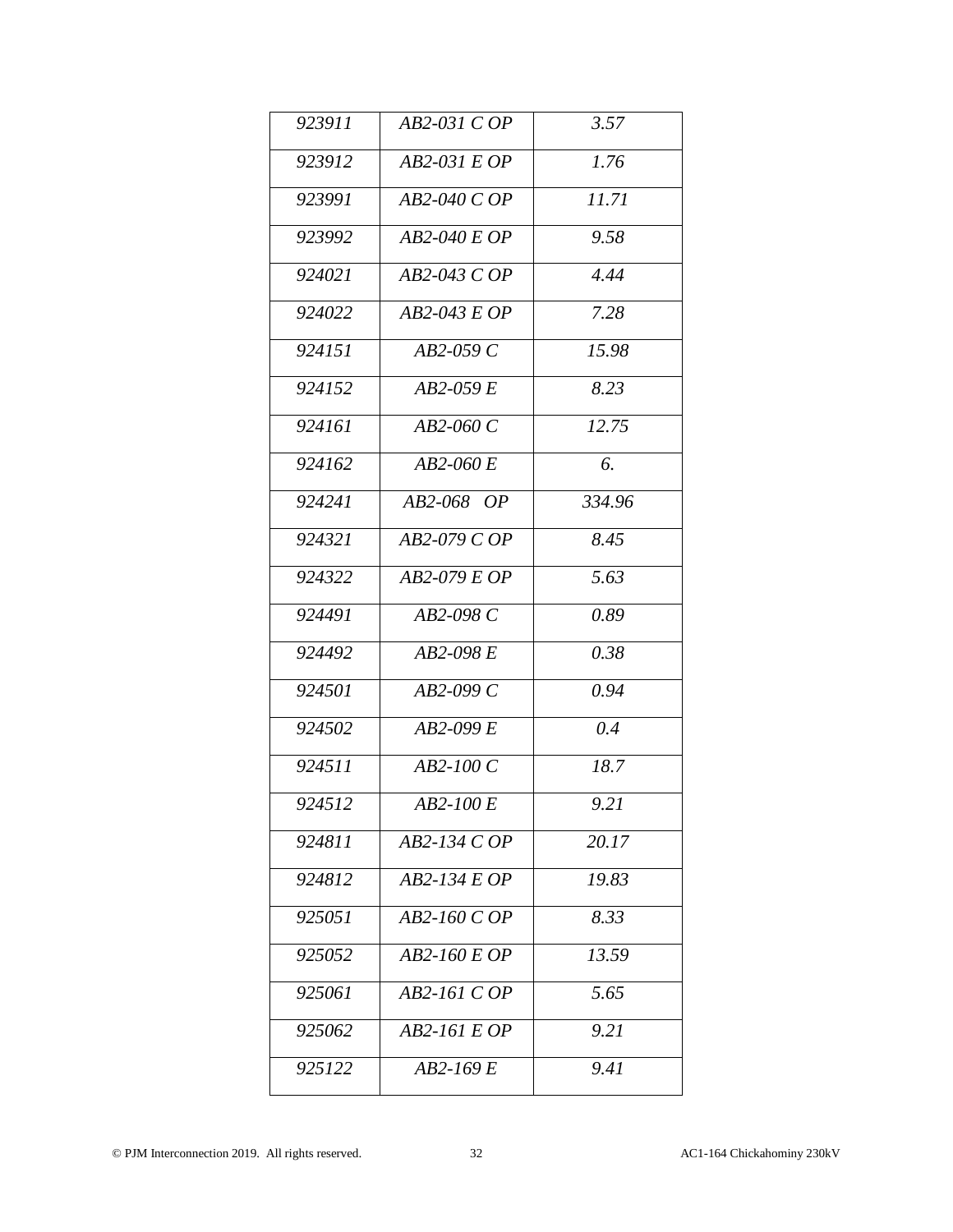| *923911* | *AB2-031 C OP* | *3.57* |
|---|---|---|
| *923912* | *AB2-031 E OP* | *1.76* |
| *923991* | *AB2-040 C OP* | *11.71* |
| *923992* | *AB2-040 E OP* | *9.58* |
| *924021* | *AB2-043 C OP* | *4.44* |
| *924022* | *AB2-043 E OP* | *7.28* |
| *924151* | *AB2-059 C* | *15.98* |
| *924152* | *AB2-059 E* | *8.23* |
| *924161* | *AB2-060 C* | *12.75* |
| *924162* | *AB2-060 E* | *6.* |
| *924241* | *AB2-068 OP* | *334.96* |
| *924321* | *AB2-079 C OP* | *8.45* |
| *924322* | *AB2-079 E OP* | *5.63* |
| *924491* | *AB2-098 C* | *0.89* |
| *924492* | *AB2-098 E* | *0.38* |
| *924501* | *AB2-099 C* | *0.94* |
| *924502* | *AB2-099 E* | *0.4* |
| *924511* | *AB2-100 C* | *18.7* |
| *924512* | *AB2-100 E* | *9.21* |
| *924811* | *AB2-134 C OP* | *20.17* |
| *924812* | *AB2-134 E OP* | *19.83* |
| *925051* | *AB2-160 C OP* | *8.33* |
| *925052* | *AB2-160 E OP* | *13.59* |
| *925061* | *AB2-161 C OP* | *5.65* |
| *925062* | *AB2-161 E OP* | *9.21* |
| *925122* | *AB2-169 E* | *9.41* |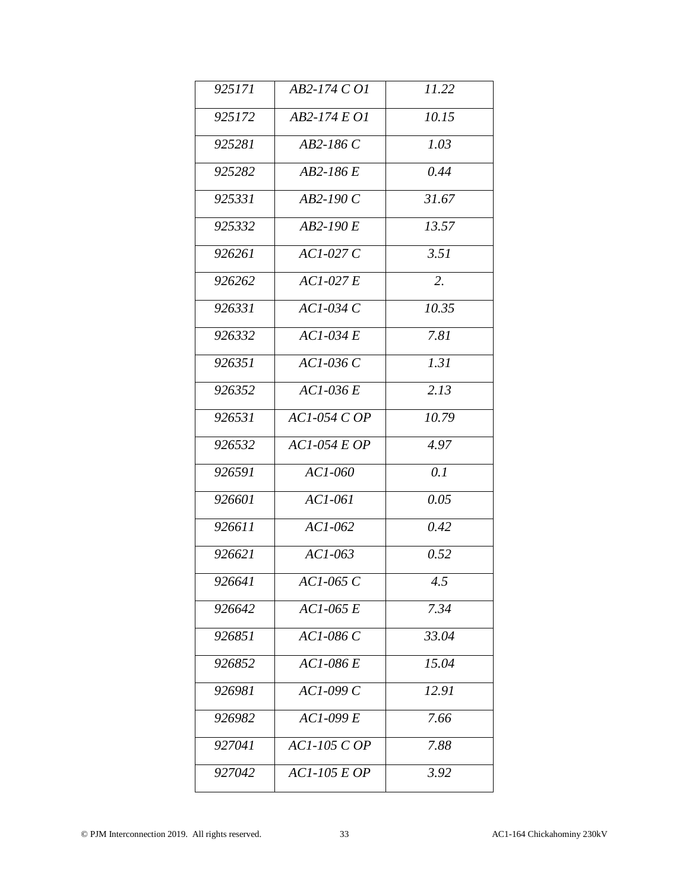| | | |
|---|---|---|
| *925171* | *AB2-174 C O1* | *11.22* |
| *925172* | *AB2-174 E O1* | *10.15* |
| *925281* | *AB2-186 C* | *1.03* |
| *925282* | *AB2-186 E* | *0.44* |
| *925331* | *AB2-190 C* | *31.67* |
| *925332* | *AB2-190 E* | *13.57* |
| *926261* | *AC1-027 C* | *3.51* |
| *926262* | *AC1-027 E* | *2.* |
| *926331* | *AC1-034 C* | *10.35* |
| *926332* | *AC1-034 E* | *7.81* |
| *926351* | *AC1-036 C* | *1.31* |
| *926352* | *AC1-036 E* | *2.13* |
| *926531* | *AC1-054 C OP* | *10.79* |
| *926532* | *AC1-054 E OP* | *4.97* |
| *926591* | *AC1-060* | *0.1* |
| *926601* | *AC1-061* | *0.05* |
| *926611* | *AC1-062* | *0.42* |
| *926621* | *AC1-063* | *0.52* |
| *926641* | *AC1-065 C* | *4.5* |
| *926642* | *AC1-065 E* | *7.34* |
| *926851* | *AC1-086 C* | *33.04* |
| *926852* | *AC1-086 E* | *15.04* |
| *926981* | *AC1-099 C* | *12.91* |
| *926982* | *AC1-099 E* | *7.66* |
| *927041* | *AC1-105 C OP* | *7.88* |
| *927042* | *AC1-105 E OP* | *3.92* |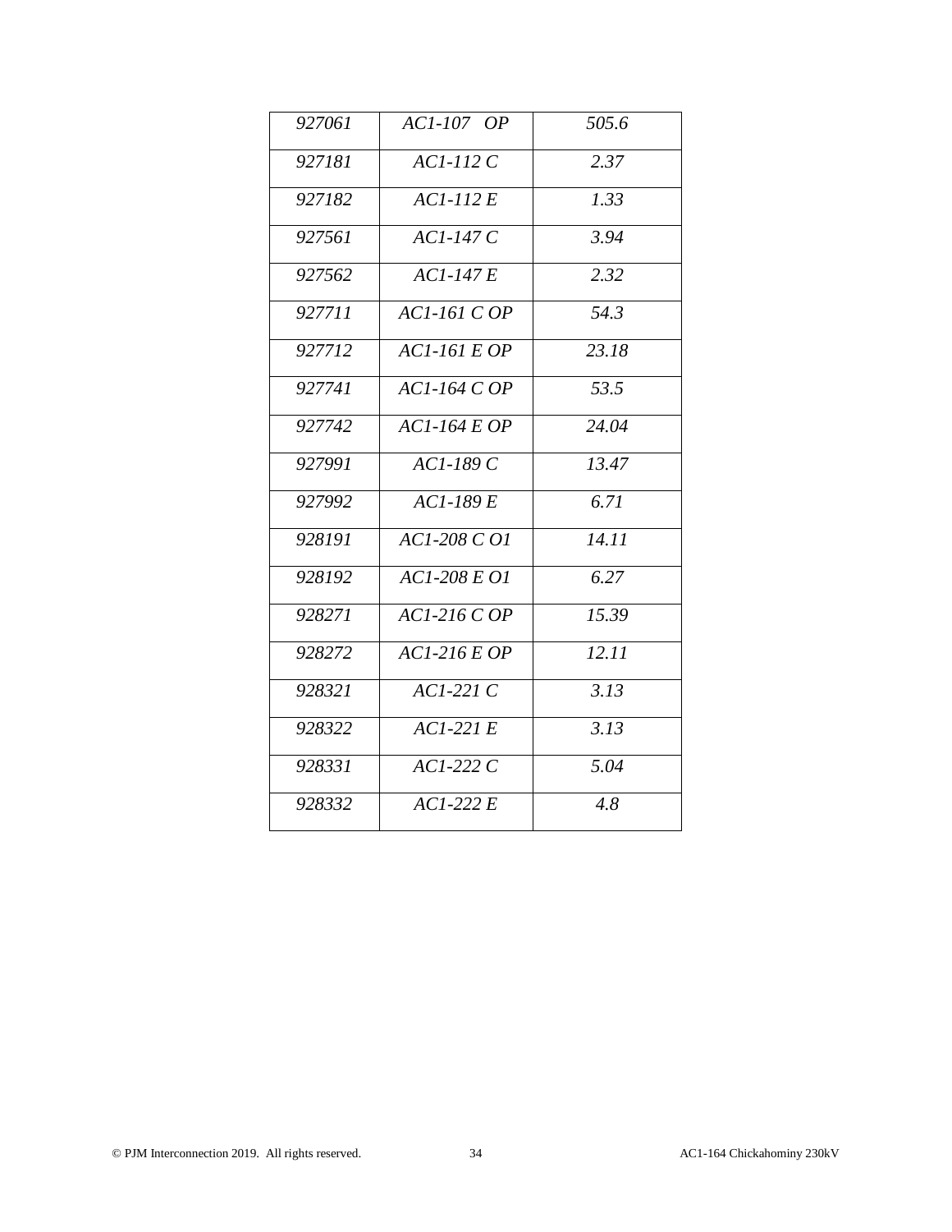| | | |
|---|---|---|
| *927061* | *AC1-107 OP* | *505.6* |
| *927181* | *AC1-112 C* | *2.37* |
| *927182* | *AC1-112 E* | *1.33* |
| *927561* | *AC1-147 C* | *3.94* |
| *927562* | *AC1-147 E* | *2.32* |
| *927711* | *AC1-161 C OP* | *54.3* |
| *927712* | *AC1-161 E OP* | *23.18* |
| *927741* | *AC1-164 C OP* | *53.5* |
| *927742* | *AC1-164 E OP* | *24.04* |
| *927991* | *AC1-189 C* | *13.47* |
| *927992* | *AC1-189 E* | *6.71* |
| *928191* | *AC1-208 C O1* | *14.11* |
| *928192* | *AC1-208 E O1* | *6.27* |
| *928271* | *AC1-216 C OP* | *15.39* |
| *928272* | *AC1-216 E OP* | *12.11* |
| *928321* | *AC1-221 C* | *3.13* |
| *928322* | *AC1-221 E* | *3.13* |
| *928331* | *AC1-222 C* | *5.04* |
| *928332* | *AC1-222 E* | *4.8* |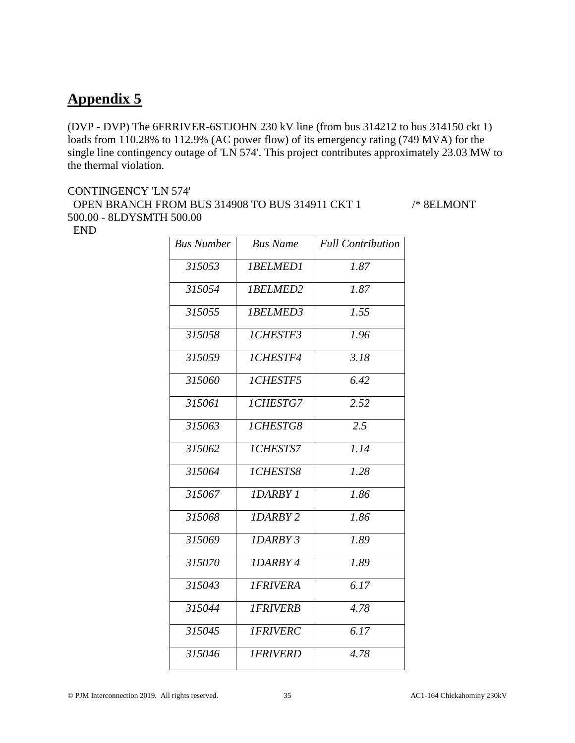# Appendix 5

(DVP - DVP) The 6FRRIVER-6STJOHN 230 kV line (from bus 314212 to bus 314150 ckt 1) loads from 110.28% to 112.9% (AC power flow) of its emergency rating (749 MVA) for the single line contingency outage of 'LN 574'. This project contributes approximately 23.03 MW to the thermal violation.

```
CONTINGENCY 'LN 574'
  OPEN BRANCH FROM BUS 314908 TO BUS 314911 CKT 1          /* 8ELMONT 500.00 - 8LDYSMTH 500.00
  END
```

| *Bus Number* | *Bus Name* | *Full Contribution* |
|---|---|---|
| *315053* | *1BELMED1* | *1.87* |
| *315054* | *1BELMED2* | *1.87* |
| *315055* | *1BELMED3* | *1.55* |
| *315058* | *1CHESTF3* | *1.96* |
| *315059* | *1CHESTF4* | *3.18* |
| *315060* | *1CHESTF5* | *6.42* |
| *315061* | *1CHESTG7* | *2.52* |
| *315063* | *1CHESTG8* | *2.5* |
| *315062* | *1CHESTS7* | *1.14* |
| *315064* | *1CHESTS8* | *1.28* |
| *315067* | *1DARBY 1* | *1.86* |
| *315068* | *1DARBY 2* | *1.86* |
| *315069* | *1DARBY 3* | *1.89* |
| *315070* | *1DARBY 4* | *1.89* |
| *315043* | *1FRIVERA* | *6.17* |
| *315044* | *1FRIVERB* | *4.78* |
| *315045* | *1FRIVERC* | *6.17* |
| *315046* | *1FRIVERD* | *4.78* |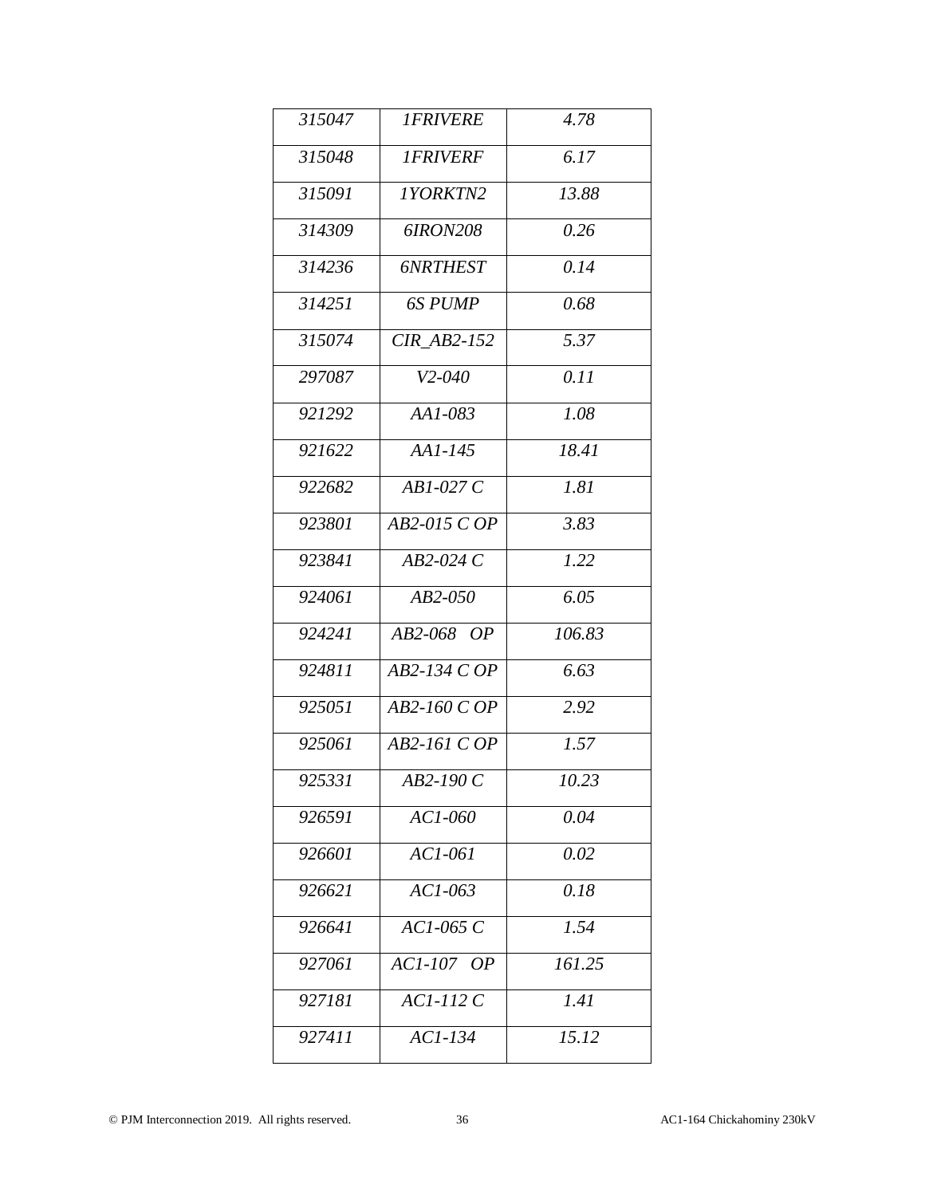| | | |
|---|---|---|
| *315047* | *1FRIVERE* | *4.78* |
| *315048* | *1FRIVERF* | *6.17* |
| *315091* | *1YORKTN2* | *13.88* |
| *314309* | *6IRON208* | *0.26* |
| *314236* | *6NRTHEST* | *0.14* |
| *314251* | *6S PUMP* | *0.68* |
| *315074* | *CIR_AB2-152* | *5.37* |
| *297087* | *V2-040* | *0.11* |
| *921292* | *AA1-083* | *1.08* |
| *921622* | *AA1-145* | *18.41* |
| *922682* | *AB1-027 C* | *1.81* |
| *923801* | *AB2-015 C OP* | *3.83* |
| *923841* | *AB2-024 C* | *1.22* |
| *924061* | *AB2-050* | *6.05* |
| *924241* | *AB2-068 OP* | *106.83* |
| *924811* | *AB2-134 C OP* | *6.63* |
| *925051* | *AB2-160 C OP* | *2.92* |
| *925061* | *AB2-161 C OP* | *1.57* |
| *925331* | *AB2-190 C* | *10.23* |
| *926591* | *AC1-060* | *0.04* |
| *926601* | *AC1-061* | *0.02* |
| *926621* | *AC1-063* | *0.18* |
| *926641* | *AC1-065 C* | *1.54* |
| *927061* | *AC1-107 OP* | *161.25* |
| *927181* | *AC1-112 C* | *1.41* |
| *927411* | *AC1-134* | *15.12* |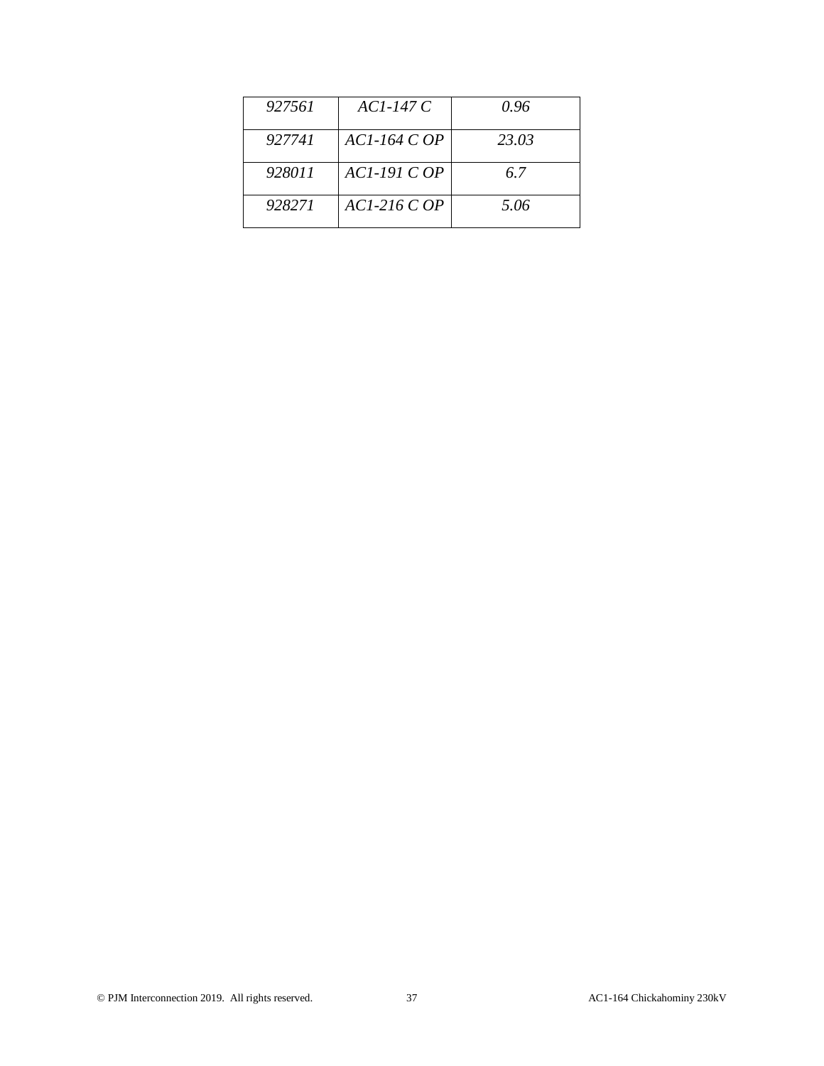| *927561* | *AC1-147 C* | *0.96* |
|---|---|---|
| *927741* | *AC1-164 C OP* | *23.03* |
| *928011* | *AC1-191 C OP* | *6.7* |
| *928271* | *AC1-216 C OP* | *5.06* |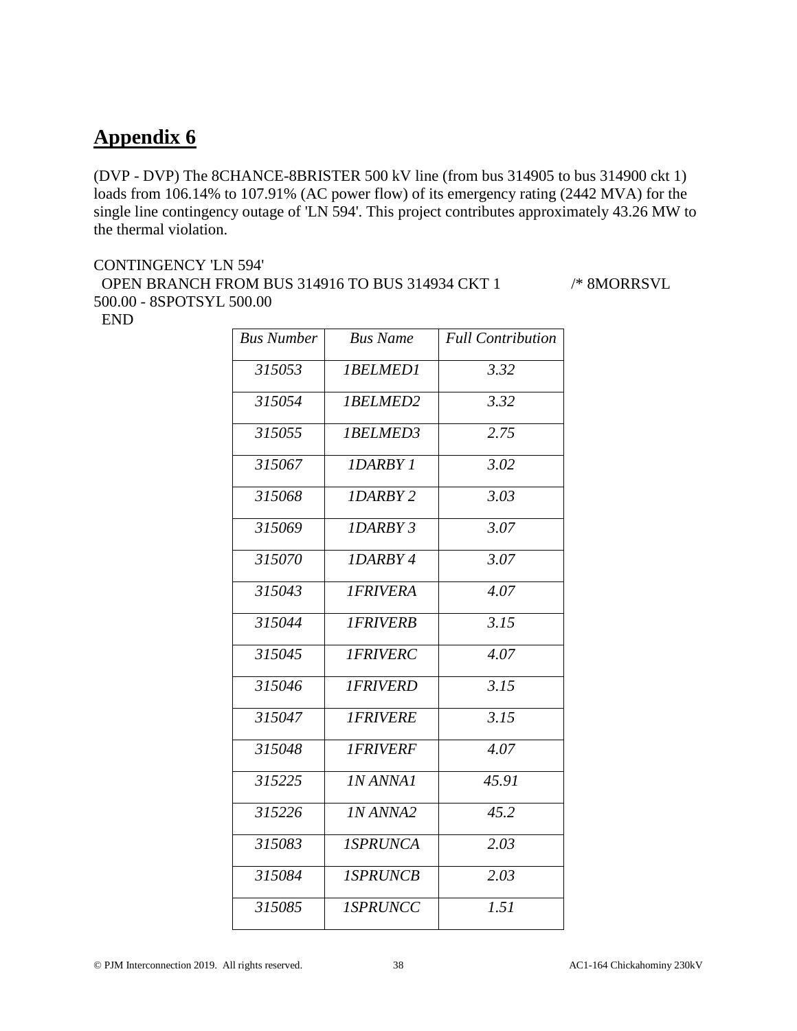# Appendix 6

(DVP - DVP) The 8CHANCE-8BRISTER 500 kV line (from bus 314905 to bus 314900 ckt 1) loads from 106.14% to 107.91% (AC power flow) of its emergency rating (2442 MVA) for the single line contingency outage of 'LN 594'. This project contributes approximately 43.26 MW to the thermal violation.

```
CONTINGENCY 'LN 594'
  OPEN BRANCH FROM BUS 314916 TO BUS 314934 CKT 1          /* 8MORRSVL 500.00 - 8SPOTSYL 500.00
  END
```

| *Bus Number* | *Bus Name* | *Full Contribution* |
|---|---|---|
| *315053* | *1BELMED1* | *3.32* |
| *315054* | *1BELMED2* | *3.32* |
| *315055* | *1BELMED3* | *2.75* |
| *315067* | *1DARBY 1* | *3.02* |
| *315068* | *1DARBY 2* | *3.03* |
| *315069* | *1DARBY 3* | *3.07* |
| *315070* | *1DARBY 4* | *3.07* |
| *315043* | *1FRIVERA* | *4.07* |
| *315044* | *1FRIVERB* | *3.15* |
| *315045* | *1FRIVERC* | *4.07* |
| *315046* | *1FRIVERD* | *3.15* |
| *315047* | *1FRIVERE* | *3.15* |
| *315048* | *1FRIVERF* | *4.07* |
| *315225* | *1N ANNA1* | *45.91* |
| *315226* | *1N ANNA2* | *45.2* |
| *315083* | *1SPRUNCA* | *2.03* |
| *315084* | *1SPRUNCB* | *2.03* |
| *315085* | *1SPRUNCC* | *1.51* |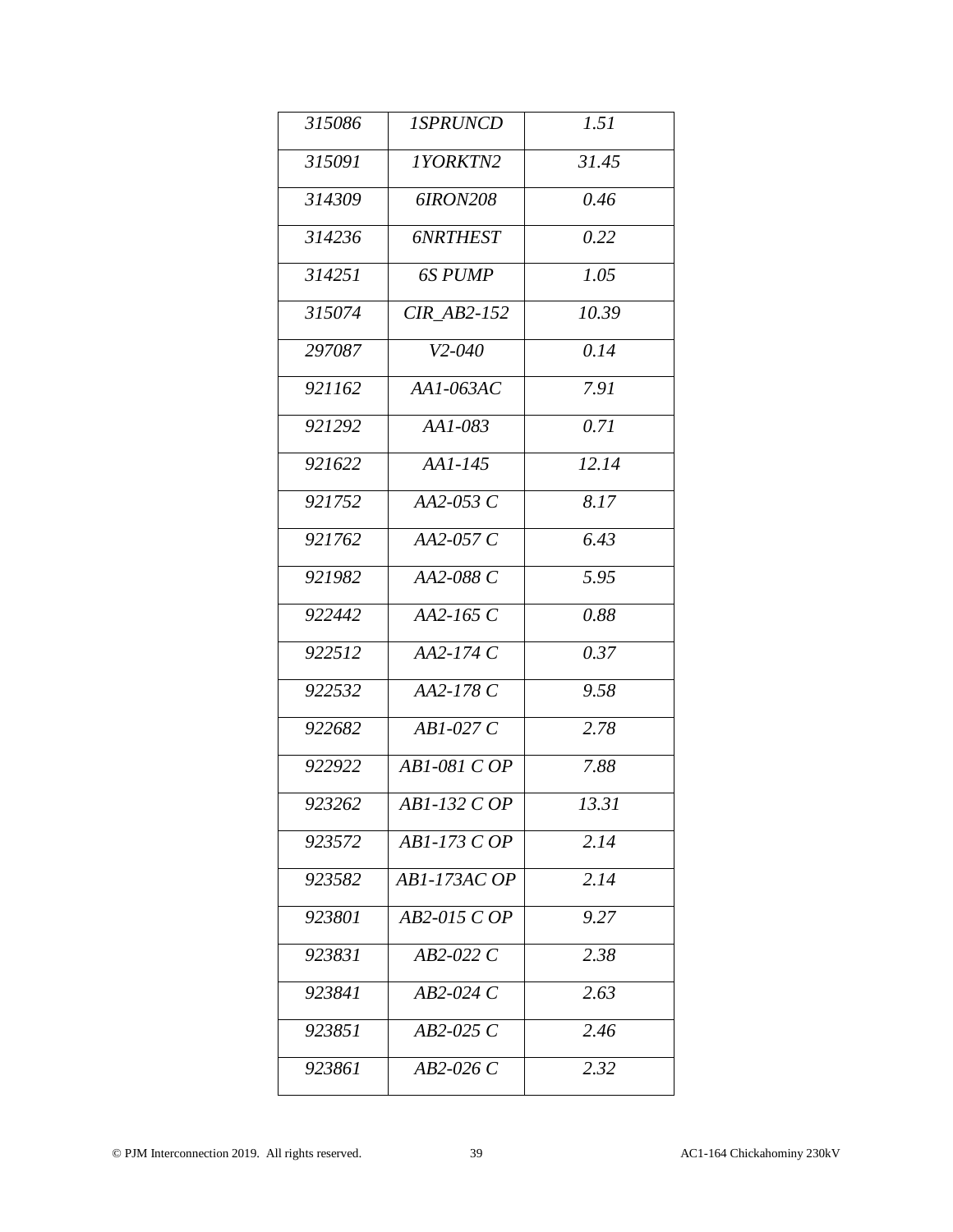| 315086 | 1SPRUNCD | 1.51 |
|---|---|---|
| 315091 | 1YORKTN2 | 31.45 |
| 314309 | 6IRON208 | 0.46 |
| 314236 | 6NRTHEST | 0.22 |
| 314251 | 6S PUMP | 1.05 |
| 315074 | CIR_AB2-152 | 10.39 |
| 297087 | V2-040 | 0.14 |
| 921162 | AA1-063AC | 7.91 |
| 921292 | AA1-083 | 0.71 |
| 921622 | AA1-145 | 12.14 |
| 921752 | AA2-053 C | 8.17 |
| 921762 | AA2-057 C | 6.43 |
| 921982 | AA2-088 C | 5.95 |
| 922442 | AA2-165 C | 0.88 |
| 922512 | AA2-174 C | 0.37 |
| 922532 | AA2-178 C | 9.58 |
| 922682 | AB1-027 C | 2.78 |
| 922922 | AB1-081 C OP | 7.88 |
| 923262 | AB1-132 C OP | 13.31 |
| 923572 | AB1-173 C OP | 2.14 |
| 923582 | AB1-173AC OP | 2.14 |
| 923801 | AB2-015 C OP | 9.27 |
| 923831 | AB2-022 C | 2.38 |
| 923841 | AB2-024 C | 2.63 |
| 923851 | AB2-025 C | 2.46 |
| 923861 | AB2-026 C | 2.32 |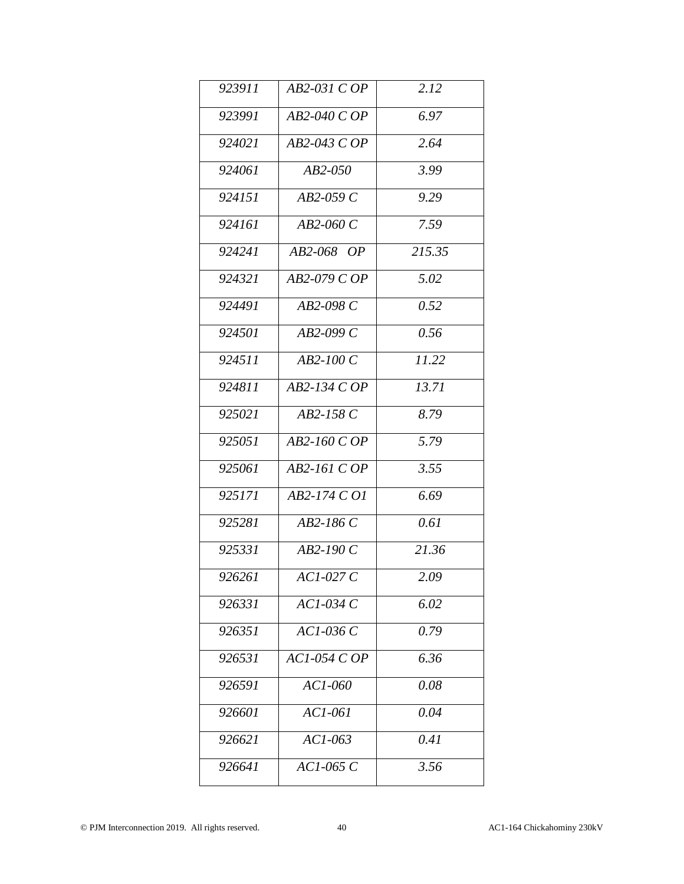| | | |
|---|---|---|
| *923911* | *AB2-031 C OP* | *2.12* |
| *923991* | *AB2-040 C OP* | *6.97* |
| *924021* | *AB2-043 C OP* | *2.64* |
| *924061* | *AB2-050* | *3.99* |
| *924151* | *AB2-059 C* | *9.29* |
| *924161* | *AB2-060 C* | *7.59* |
| *924241* | *AB2-068 OP* | *215.35* |
| *924321* | *AB2-079 C OP* | *5.02* |
| *924491* | *AB2-098 C* | *0.52* |
| *924501* | *AB2-099 C* | *0.56* |
| *924511* | *AB2-100 C* | *11.22* |
| *924811* | *AB2-134 C OP* | *13.71* |
| *925021* | *AB2-158 C* | *8.79* |
| *925051* | *AB2-160 C OP* | *5.79* |
| *925061* | *AB2-161 C OP* | *3.55* |
| *925171* | *AB2-174 C O1* | *6.69* |
| *925281* | *AB2-186 C* | *0.61* |
| *925331* | *AB2-190 C* | *21.36* |
| *926261* | *AC1-027 C* | *2.09* |
| *926331* | *AC1-034 C* | *6.02* |
| *926351* | *AC1-036 C* | *0.79* |
| *926531* | *AC1-054 C OP* | *6.36* |
| *926591* | *AC1-060* | *0.08* |
| *926601* | *AC1-061* | *0.04* |
| *926621* | *AC1-063* | *0.41* |
| *926641* | *AC1-065 C* | *3.56* |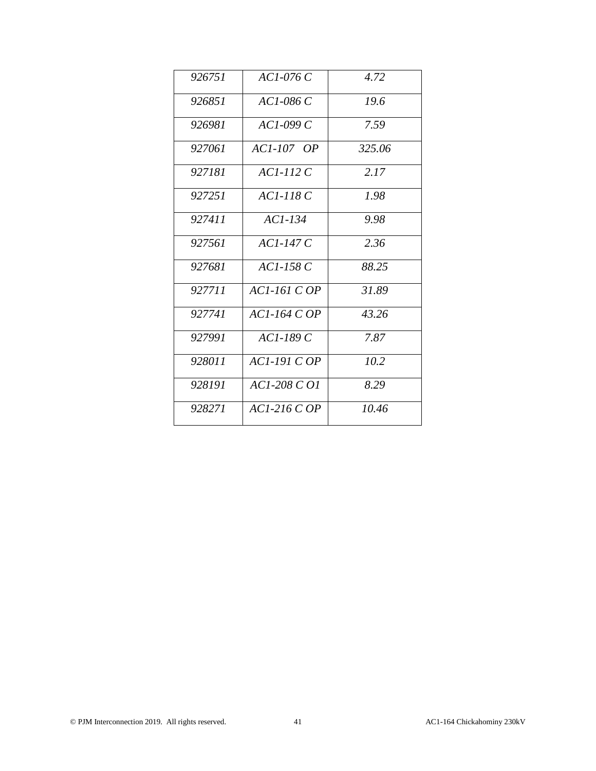| *926751* | *AC1-076 C* | *4.72* |
|---|---|---|
| *926851* | *AC1-086 C* | *19.6* |
| *926981* | *AC1-099 C* | *7.59* |
| *927061* | *AC1-107 OP* | *325.06* |
| *927181* | *AC1-112 C* | *2.17* |
| *927251* | *AC1-118 C* | *1.98* |
| *927411* | *AC1-134* | *9.98* |
| *927561* | *AC1-147 C* | *2.36* |
| *927681* | *AC1-158 C* | *88.25* |
| *927711* | *AC1-161 C OP* | *31.89* |
| *927741* | *AC1-164 C OP* | *43.26* |
| *927991* | *AC1-189 C* | *7.87* |
| *928011* | *AC1-191 C OP* | *10.2* |
| *928191* | *AC1-208 C O1* | *8.29* |
| *928271* | *AC1-216 C OP* | *10.46* |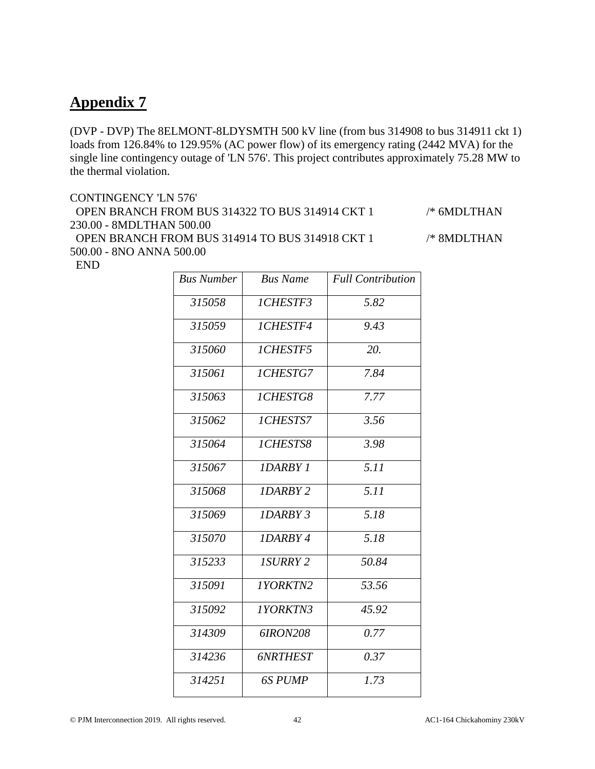# **Appendix 7**

(DVP - DVP) The 8ELMONT-8LDYSMTH 500 kV line (from bus 314908 to bus 314911 ckt 1) loads from 126.84% to 129.95% (AC power flow) of its emergency rating (2442 MVA) for the single line contingency outage of 'LN 576'. This project contributes approximately 75.28 MW to the thermal violation.

```
CONTINGENCY 'LN 576'
  OPEN BRANCH FROM BUS 314322 TO BUS 314914 CKT 1        /* 6MDLTHAN 230.00 - 8MDLTHAN 500.00
  OPEN BRANCH FROM BUS 314914 TO BUS 314918 CKT 1        /* 8MDLTHAN 500.00 - 8NO ANNA 500.00
END
```

| *Bus Number* | *Bus Name* | *Full Contribution* |
|---|---|---|
| *315058* | *1CHESTF3* | *5.82* |
| *315059* | *1CHESTF4* | *9.43* |
| *315060* | *1CHESTF5* | *20.* |
| *315061* | *1CHESTG7* | *7.84* |
| *315063* | *1CHESTG8* | *7.77* |
| *315062* | *1CHESTS7* | *3.56* |
| *315064* | *1CHESTS8* | *3.98* |
| *315067* | *1DARBY 1* | *5.11* |
| *315068* | *1DARBY 2* | *5.11* |
| *315069* | *1DARBY 3* | *5.18* |
| *315070* | *1DARBY 4* | *5.18* |
| *315233* | *1SURRY 2* | *50.84* |
| *315091* | *1YORKTN2* | *53.56* |
| *315092* | *1YORKTN3* | *45.92* |
| *314309* | *6IRON208* | *0.77* |
| *314236* | *6NRTHEST* | *0.37* |
| *314251* | *6S PUMP* | *1.73* |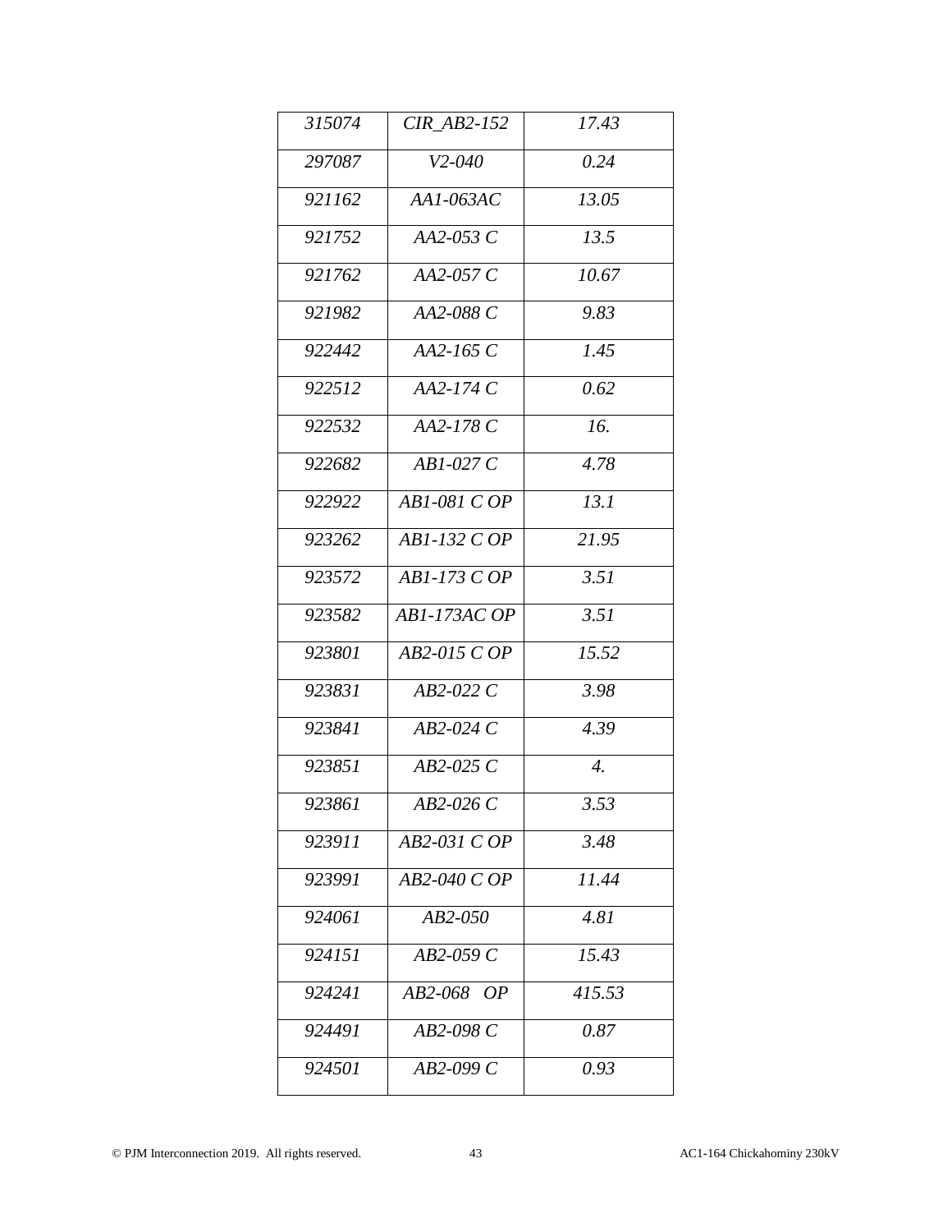| | | |
|---|---|---|
| *315074* | *CIR_AB2-152* | *17.43* |
| *297087* | *V2-040* | *0.24* |
| *921162* | *AA1-063AC* | *13.05* |
| *921752* | *AA2-053 C* | *13.5* |
| *921762* | *AA2-057 C* | *10.67* |
| *921982* | *AA2-088 C* | *9.83* |
| *922442* | *AA2-165 C* | *1.45* |
| *922512* | *AA2-174 C* | *0.62* |
| *922532* | *AA2-178 C* | *16.* |
| *922682* | *AB1-027 C* | *4.78* |
| *922922* | *AB1-081 C OP* | *13.1* |
| *923262* | *AB1-132 C OP* | *21.95* |
| *923572* | *AB1-173 C OP* | *3.51* |
| *923582* | *AB1-173AC OP* | *3.51* |
| *923801* | *AB2-015 C OP* | *15.52* |
| *923831* | *AB2-022 C* | *3.98* |
| *923841* | *AB2-024 C* | *4.39* |
| *923851* | *AB2-025 C* | *4.* |
| *923861* | *AB2-026 C* | *3.53* |
| *923911* | *AB2-031 C OP* | *3.48* |
| *923991* | *AB2-040 C OP* | *11.44* |
| *924061* | *AB2-050* | *4.81* |
| *924151* | *AB2-059 C* | *15.43* |
| *924241* | *AB2-068 OP* | *415.53* |
| *924491* | *AB2-098 C* | *0.87* |
| *924501* | *AB2-099 C* | *0.93* |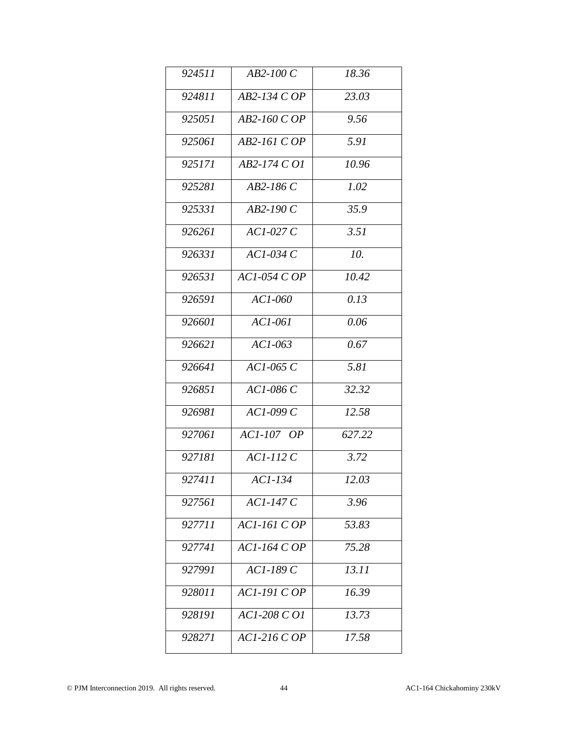| | | |
|---|---|---|
| *924511* | *AB2-100 C* | *18.36* |
| *924811* | *AB2-134 C OP* | *23.03* |
| *925051* | *AB2-160 C OP* | *9.56* |
| *925061* | *AB2-161 C OP* | *5.91* |
| *925171* | *AB2-174 C O1* | *10.96* |
| *925281* | *AB2-186 C* | *1.02* |
| *925331* | *AB2-190 C* | *35.9* |
| *926261* | *AC1-027 C* | *3.51* |
| *926331* | *AC1-034 C* | *10.* |
| *926531* | *AC1-054 C OP* | *10.42* |
| *926591* | *AC1-060* | *0.13* |
| *926601* | *AC1-061* | *0.06* |
| *926621* | *AC1-063* | *0.67* |
| *926641* | *AC1-065 C* | *5.81* |
| *926851* | *AC1-086 C* | *32.32* |
| *926981* | *AC1-099 C* | *12.58* |
| *927061* | *AC1-107 OP* | *627.22* |
| *927181* | *AC1-112 C* | *3.72* |
| *927411* | *AC1-134* | *12.03* |
| *927561* | *AC1-147 C* | *3.96* |
| *927711* | *AC1-161 C OP* | *53.83* |
| *927741* | *AC1-164 C OP* | *75.28* |
| *927991* | *AC1-189 C* | *13.11* |
| *928011* | *AC1-191 C OP* | *16.39* |
| *928191* | *AC1-208 C O1* | *13.73* |
| *928271* | *AC1-216 C OP* | *17.58* |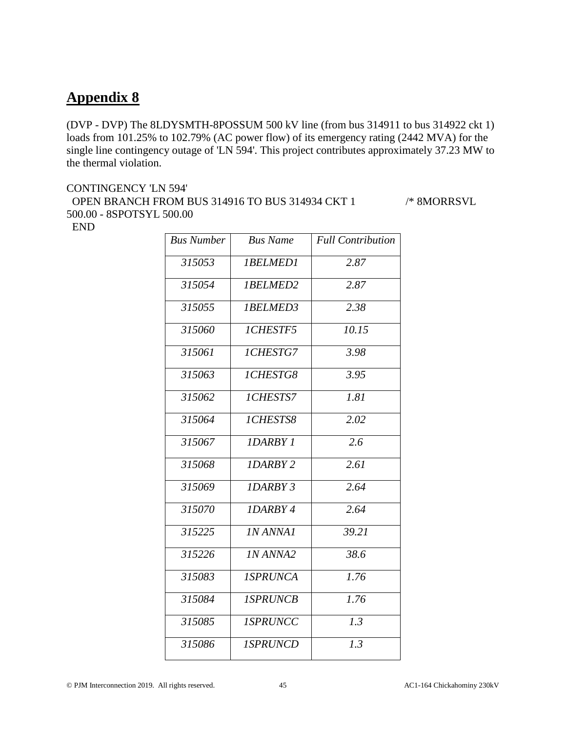# Appendix 8

(DVP - DVP) The 8LDYSMTH-8POSSUM 500 kV line (from bus 314911 to bus 314922 ckt 1) loads from 101.25% to 102.79% (AC power flow) of its emergency rating (2442 MVA) for the single line contingency outage of 'LN 594'. This project contributes approximately 37.23 MW to the thermal violation.

```
CONTINGENCY 'LN 594'
  OPEN BRANCH FROM BUS 314916 TO BUS 314934 CKT 1        /* 8MORRSVL 500.00 - 8SPOTSYL 500.00
  END
```

| *Bus Number* | *Bus Name* | *Full Contribution* |
|---|---|---|
| *315053* | *1BELMED1* | *2.87* |
| *315054* | *1BELMED2* | *2.87* |
| *315055* | *1BELMED3* | *2.38* |
| *315060* | *1CHESTF5* | *10.15* |
| *315061* | *1CHESTG7* | *3.98* |
| *315063* | *1CHESTG8* | *3.95* |
| *315062* | *1CHESTS7* | *1.81* |
| *315064* | *1CHESTS8* | *2.02* |
| *315067* | *1DARBY 1* | *2.6* |
| *315068* | *1DARBY 2* | *2.61* |
| *315069* | *1DARBY 3* | *2.64* |
| *315070* | *1DARBY 4* | *2.64* |
| *315225* | *1N ANNA1* | *39.21* |
| *315226* | *1N ANNA2* | *38.6* |
| *315083* | *1SPRUNCA* | *1.76* |
| *315084* | *1SPRUNCB* | *1.76* |
| *315085* | *1SPRUNCC* | *1.3* |
| *315086* | *1SPRUNCD* | *1.3* |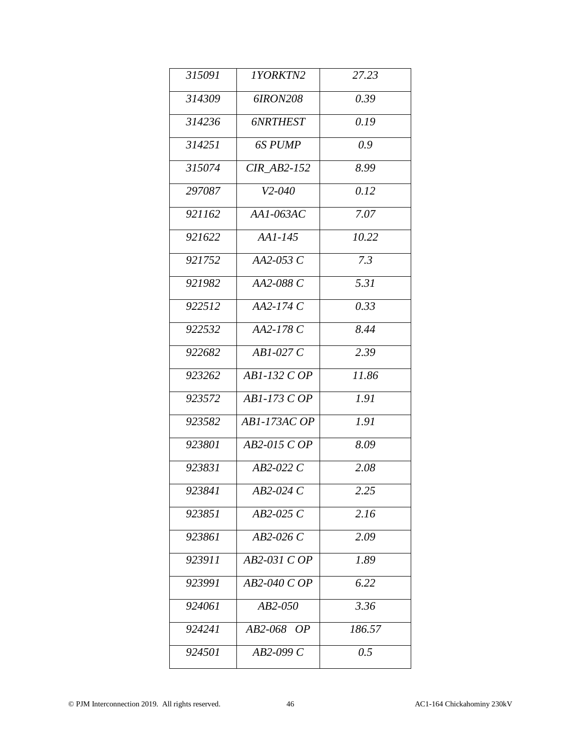| *315091* | *1YORKTN2* | *27.23* |
|---|---|---|
| *314309* | *6IRON208* | *0.39* |
| *314236* | *6NRTHEST* | *0.19* |
| *314251* | *6S PUMP* | *0.9* |
| *315074* | *CIR_AB2-152* | *8.99* |
| *297087* | *V2-040* | *0.12* |
| *921162* | *AA1-063AC* | *7.07* |
| *921622* | *AA1-145* | *10.22* |
| *921752* | *AA2-053 C* | *7.3* |
| *921982* | *AA2-088 C* | *5.31* |
| *922512* | *AA2-174 C* | *0.33* |
| *922532* | *AA2-178 C* | *8.44* |
| *922682* | *AB1-027 C* | *2.39* |
| *923262* | *AB1-132 C OP* | *11.86* |
| *923572* | *AB1-173 C OP* | *1.91* |
| *923582* | *AB1-173AC OP* | *1.91* |
| *923801* | *AB2-015 C OP* | *8.09* |
| *923831* | *AB2-022 C* | *2.08* |
| *923841* | *AB2-024 C* | *2.25* |
| *923851* | *AB2-025 C* | *2.16* |
| *923861* | *AB2-026 C* | *2.09* |
| *923911* | *AB2-031 C OP* | *1.89* |
| *923991* | *AB2-040 C OP* | *6.22* |
| *924061* | *AB2-050* | *3.36* |
| *924241* | *AB2-068 OP* | *186.57* |
| *924501* | *AB2-099 C* | *0.5* |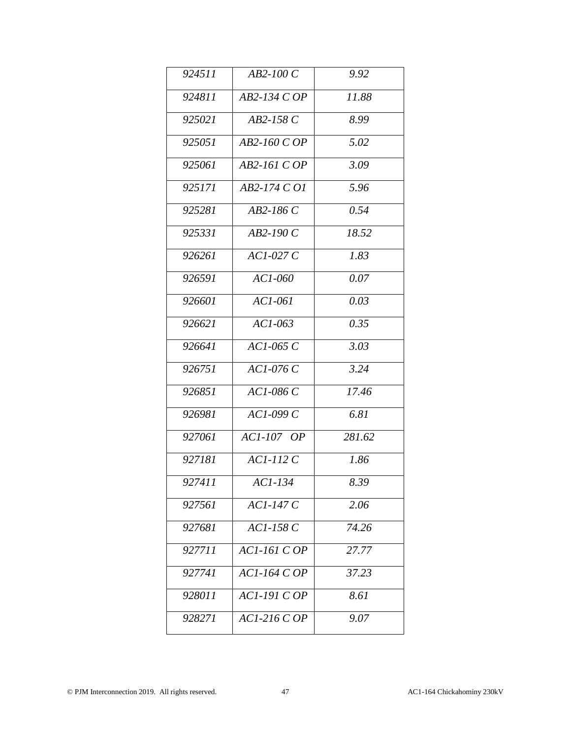| | | |
|---|---|---|
| *924511* | *AB2-100 C* | *9.92* |
| *924811* | *AB2-134 C OP* | *11.88* |
| *925021* | *AB2-158 C* | *8.99* |
| *925051* | *AB2-160 C OP* | *5.02* |
| *925061* | *AB2-161 C OP* | *3.09* |
| *925171* | *AB2-174 C O1* | *5.96* |
| *925281* | *AB2-186 C* | *0.54* |
| *925331* | *AB2-190 C* | *18.52* |
| *926261* | *AC1-027 C* | *1.83* |
| *926591* | *AC1-060* | *0.07* |
| *926601* | *AC1-061* | *0.03* |
| *926621* | *AC1-063* | *0.35* |
| *926641* | *AC1-065 C* | *3.03* |
| *926751* | *AC1-076 C* | *3.24* |
| *926851* | *AC1-086 C* | *17.46* |
| *926981* | *AC1-099 C* | *6.81* |
| *927061* | *AC1-107 OP* | *281.62* |
| *927181* | *AC1-112 C* | *1.86* |
| *927411* | *AC1-134* | *8.39* |
| *927561* | *AC1-147 C* | *2.06* |
| *927681* | *AC1-158 C* | *74.26* |
| *927711* | *AC1-161 C OP* | *27.77* |
| *927741* | *AC1-164 C OP* | *37.23* |
| *928011* | *AC1-191 C OP* | *8.61* |
| *928271* | *AC1-216 C OP* | *9.07* |